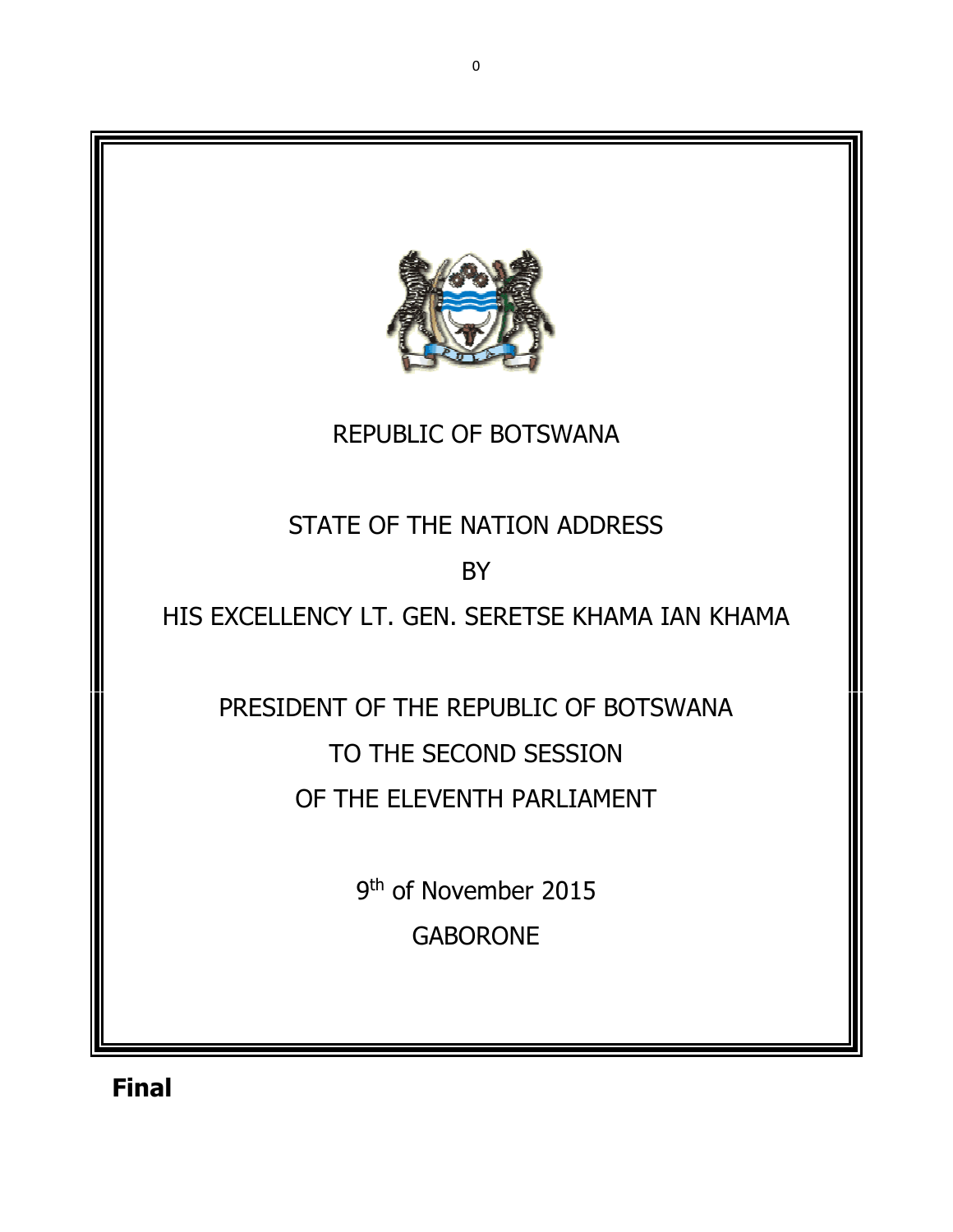REPUBLIC OF BOTSWANA

# STATE OF THE NATION ADDRESS

BY

HIS EXCELLENCY LT. GEN. SERETSE KHAMA IAN KHAMA

PRESIDENT OF THE REPUBLIC OF BOTSWANA

TO THE SECOND SESSION

OF THE ELEVENTH PARLIAMENT

9th of November 2015

GABORONE

**Final**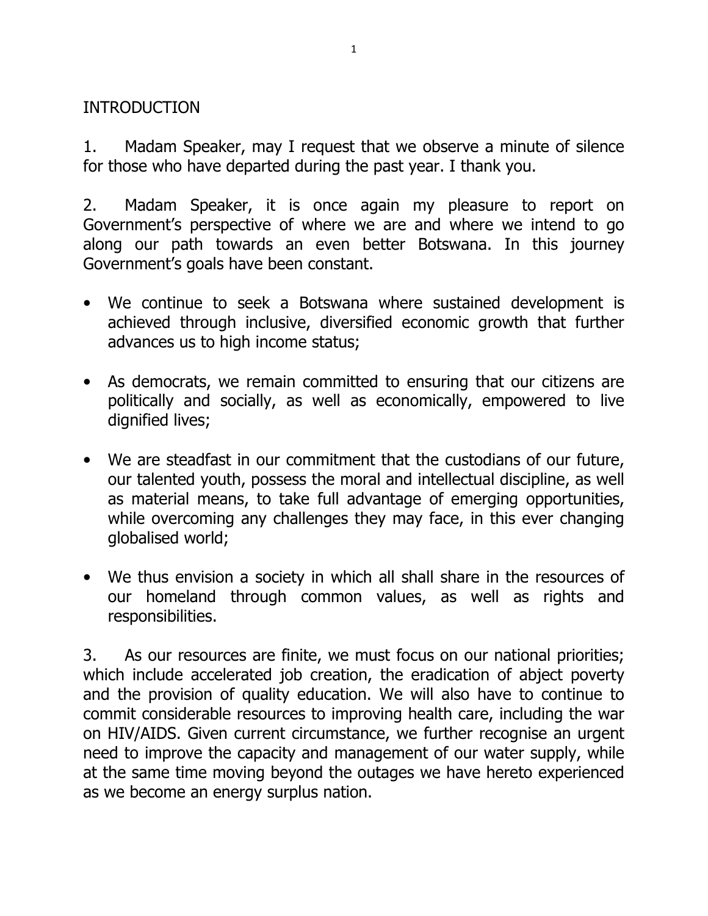## INTRODUCTION

1. Madam Speaker, may I request that we observe a minute of silence for those who have departed during the past year. I thank you.

2. Madam Speaker, it is once again my pleasure to report on Government's perspective of where we are and where we intend to go along our path towards an even better Botswana. In this journey Government's goals have been constant.

- We continue to seek a Botswana where sustained development is achieved through inclusive, diversified economic growth that further advances us to high income status;

- As democrats, we remain committed to ensuring that our citizens are politically and socially, as well as economically, empowered to live dignified lives;

- We are steadfast in our commitment that the custodians of our future, our talented youth, possess the moral and intellectual discipline, as well as material means, to take full advantage of emerging opportunities, while overcoming any challenges they may face, in this ever changing globalised world;

- We thus envision a society in which all shall share in the resources of our homeland through common values, as well as rights and responsibilities.

3. As our resources are finite, we must focus on our national priorities; which include accelerated job creation, the eradication of abject poverty and the provision of quality education. We will also have to continue to commit considerable resources to improving health care, including the war on HIV/AIDS. Given current circumstance, we further recognise an urgent need to improve the capacity and management of our water supply, while at the same time moving beyond the outages we have hereto experienced as we become an energy surplus nation.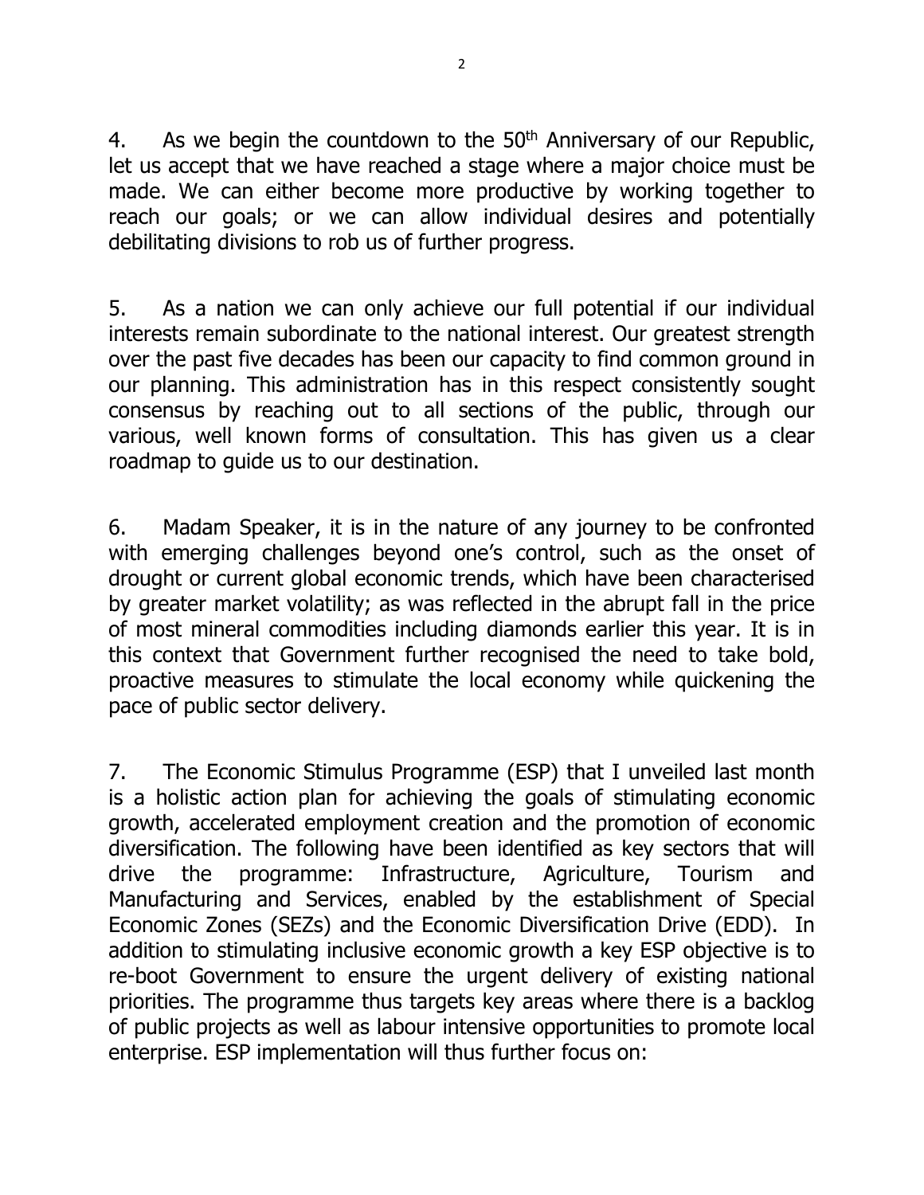4. As we begin the countdown to the 50th Anniversary of our Republic, let us accept that we have reached a stage where a major choice must be made. We can either become more productive by working together to reach our goals; or we can allow individual desires and potentially debilitating divisions to rob us of further progress.

5. As a nation we can only achieve our full potential if our individual interests remain subordinate to the national interest. Our greatest strength over the past five decades has been our capacity to find common ground in our planning. This administration has in this respect consistently sought consensus by reaching out to all sections of the public, through our various, well known forms of consultation. This has given us a clear roadmap to guide us to our destination.

6. Madam Speaker, it is in the nature of any journey to be confronted with emerging challenges beyond one's control, such as the onset of drought or current global economic trends, which have been characterised by greater market volatility; as was reflected in the abrupt fall in the price of most mineral commodities including diamonds earlier this year. It is in this context that Government further recognised the need to take bold, proactive measures to stimulate the local economy while quickening the pace of public sector delivery.

7. The Economic Stimulus Programme (ESP) that I unveiled last month is a holistic action plan for achieving the goals of stimulating economic growth, accelerated employment creation and the promotion of economic diversification. The following have been identified as key sectors that will drive the programme: Infrastructure, Agriculture, Tourism and Manufacturing and Services, enabled by the establishment of Special Economic Zones (SEZs) and the Economic Diversification Drive (EDD). In addition to stimulating inclusive economic growth a key ESP objective is to re-boot Government to ensure the urgent delivery of existing national priorities. The programme thus targets key areas where there is a backlog of public projects as well as labour intensive opportunities to promote local enterprise. ESP implementation will thus further focus on: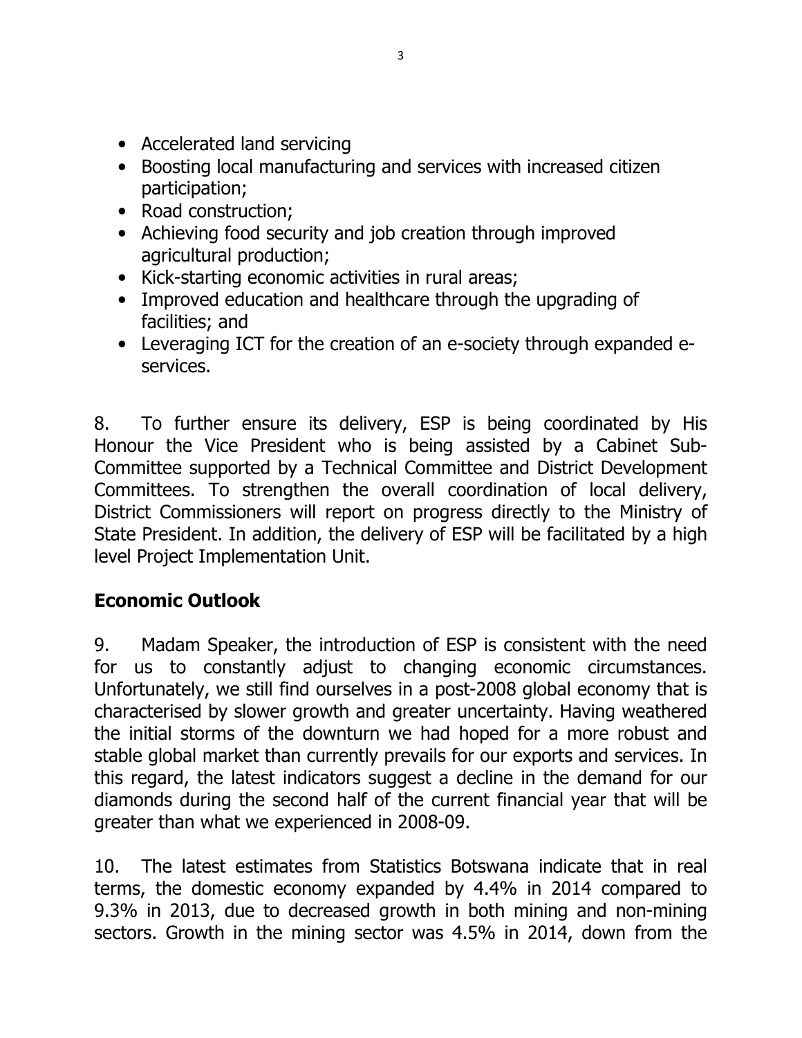- Accelerated land servicing
- Boosting local manufacturing and services with increased citizen participation;
- Road construction;
- Achieving food security and job creation through improved agricultural production;
- Kick-starting economic activities in rural areas;
- Improved education and healthcare through the upgrading of facilities; and
- Leveraging ICT for the creation of an e-society through expanded e-services.

8. To further ensure its delivery, ESP is being coordinated by His Honour the Vice President who is being assisted by a Cabinet Sub-Committee supported by a Technical Committee and District Development Committees. To strengthen the overall coordination of local delivery, District Commissioners will report on progress directly to the Ministry of State President. In addition, the delivery of ESP will be facilitated by a high level Project Implementation Unit.

## Economic Outlook

9. Madam Speaker, the introduction of ESP is consistent with the need for us to constantly adjust to changing economic circumstances. Unfortunately, we still find ourselves in a post-2008 global economy that is characterised by slower growth and greater uncertainty. Having weathered the initial storms of the downturn we had hoped for a more robust and stable global market than currently prevails for our exports and services. In this regard, the latest indicators suggest a decline in the demand for our diamonds during the second half of the current financial year that will be greater than what we experienced in 2008-09.

10. The latest estimates from Statistics Botswana indicate that in real terms, the domestic economy expanded by 4.4% in 2014 compared to 9.3% in 2013, due to decreased growth in both mining and non-mining sectors. Growth in the mining sector was 4.5% in 2014, down from the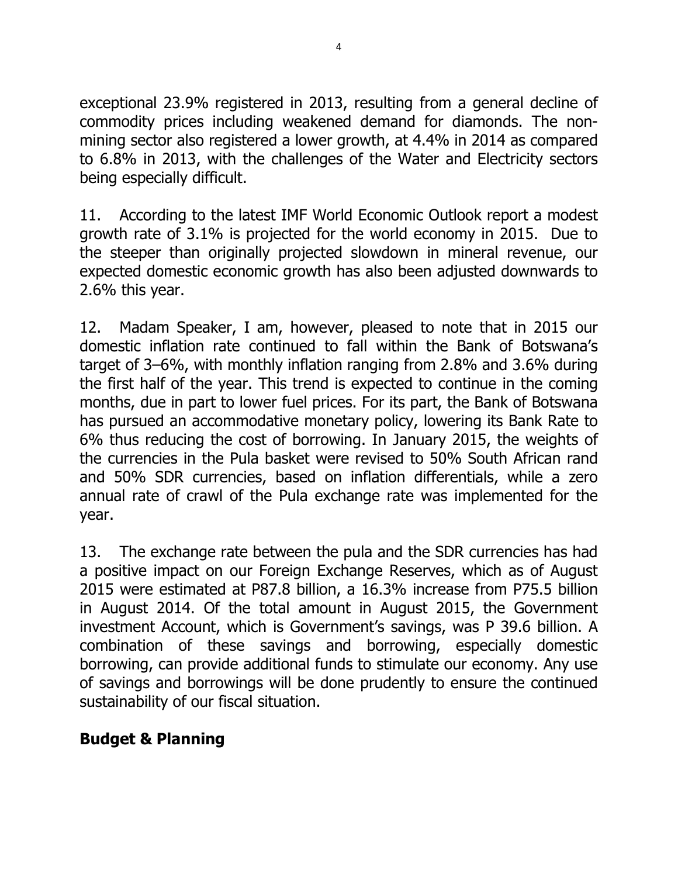exceptional 23.9% registered in 2013, resulting from a general decline of commodity prices including weakened demand for diamonds. The non-mining sector also registered a lower growth, at 4.4% in 2014 as compared to 6.8% in 2013, with the challenges of the Water and Electricity sectors being especially difficult.

11. According to the latest IMF World Economic Outlook report a modest growth rate of 3.1% is projected for the world economy in 2015. Due to the steeper than originally projected slowdown in mineral revenue, our expected domestic economic growth has also been adjusted downwards to 2.6% this year.

12. Madam Speaker, I am, however, pleased to note that in 2015 our domestic inflation rate continued to fall within the Bank of Botswana's target of 3–6%, with monthly inflation ranging from 2.8% and 3.6% during the first half of the year. This trend is expected to continue in the coming months, due in part to lower fuel prices. For its part, the Bank of Botswana has pursued an accommodative monetary policy, lowering its Bank Rate to 6% thus reducing the cost of borrowing. In January 2015, the weights of the currencies in the Pula basket were revised to 50% South African rand and 50% SDR currencies, based on inflation differentials, while a zero annual rate of crawl of the Pula exchange rate was implemented for the year.

13. The exchange rate between the pula and the SDR currencies has had a positive impact on our Foreign Exchange Reserves, which as of August 2015 were estimated at P87.8 billion, a 16.3% increase from P75.5 billion in August 2014. Of the total amount in August 2015, the Government investment Account, which is Government's savings, was P 39.6 billion. A combination of these savings and borrowing, especially domestic borrowing, can provide additional funds to stimulate our economy. Any use of savings and borrowings will be done prudently to ensure the continued sustainability of our fiscal situation.

## Budget & Planning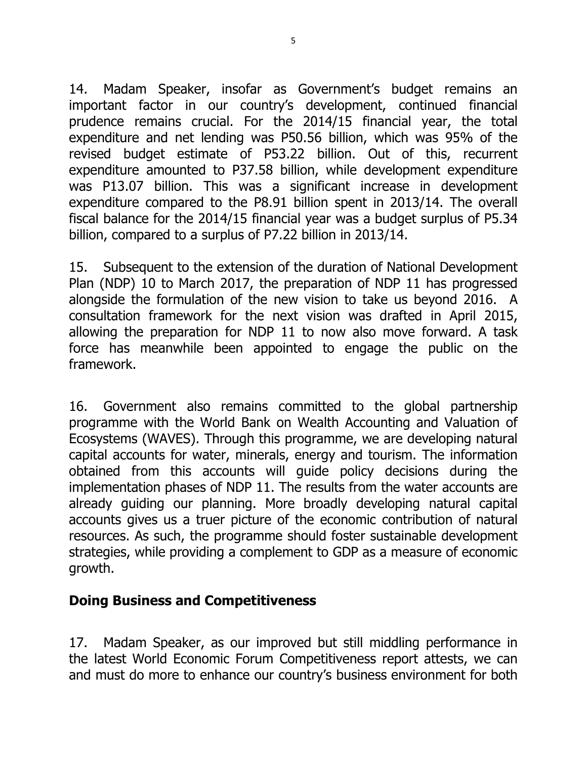14. Madam Speaker, insofar as Government's budget remains an important factor in our country's development, continued financial prudence remains crucial. For the 2014/15 financial year, the total expenditure and net lending was P50.56 billion, which was 95% of the revised budget estimate of P53.22 billion. Out of this, recurrent expenditure amounted to P37.58 billion, while development expenditure was P13.07 billion. This was a significant increase in development expenditure compared to the P8.91 billion spent in 2013/14. The overall fiscal balance for the 2014/15 financial year was a budget surplus of P5.34 billion, compared to a surplus of P7.22 billion in 2013/14.

15. Subsequent to the extension of the duration of National Development Plan (NDP) 10 to March 2017, the preparation of NDP 11 has progressed alongside the formulation of the new vision to take us beyond 2016. A consultation framework for the next vision was drafted in April 2015, allowing the preparation for NDP 11 to now also move forward. A task force has meanwhile been appointed to engage the public on the framework.

16. Government also remains committed to the global partnership programme with the World Bank on Wealth Accounting and Valuation of Ecosystems (WAVES). Through this programme, we are developing natural capital accounts for water, minerals, energy and tourism. The information obtained from this accounts will guide policy decisions during the implementation phases of NDP 11. The results from the water accounts are already guiding our planning. More broadly developing natural capital accounts gives us a truer picture of the economic contribution of natural resources. As such, the programme should foster sustainable development strategies, while providing a complement to GDP as a measure of economic growth.

## Doing Business and Competitiveness

17. Madam Speaker, as our improved but still middling performance in the latest World Economic Forum Competitiveness report attests, we can and must do more to enhance our country's business environment for both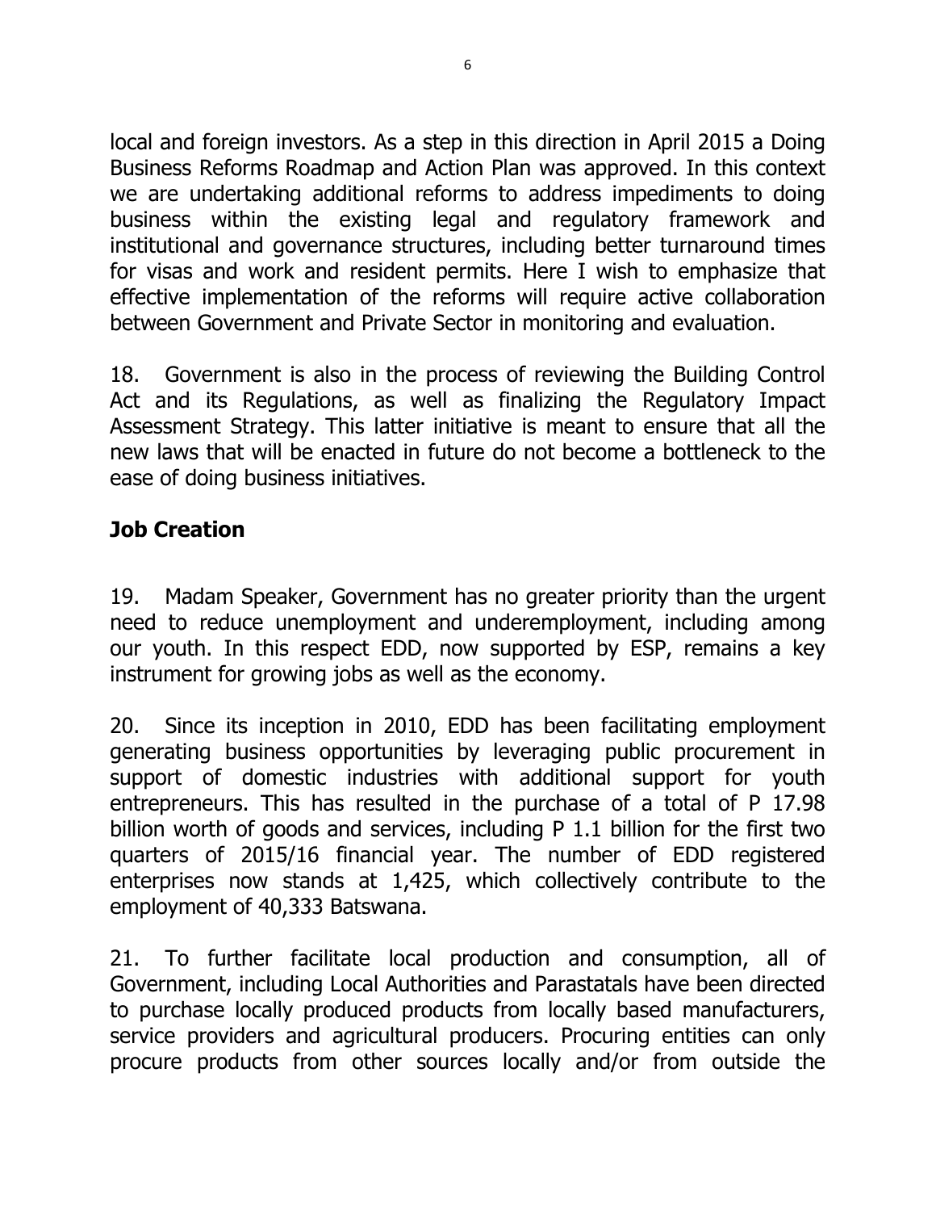local and foreign investors. As a step in this direction in April 2015 a Doing Business Reforms Roadmap and Action Plan was approved. In this context we are undertaking additional reforms to address impediments to doing business within the existing legal and regulatory framework and institutional and governance structures, including better turnaround times for visas and work and resident permits. Here I wish to emphasize that effective implementation of the reforms will require active collaboration between Government and Private Sector in monitoring and evaluation.

18. Government is also in the process of reviewing the Building Control Act and its Regulations, as well as finalizing the Regulatory Impact Assessment Strategy. This latter initiative is meant to ensure that all the new laws that will be enacted in future do not become a bottleneck to the ease of doing business initiatives.

## Job Creation

19. Madam Speaker, Government has no greater priority than the urgent need to reduce unemployment and underemployment, including among our youth. In this respect EDD, now supported by ESP, remains a key instrument for growing jobs as well as the economy.

20. Since its inception in 2010, EDD has been facilitating employment generating business opportunities by leveraging public procurement in support of domestic industries with additional support for youth entrepreneurs. This has resulted in the purchase of a total of P 17.98 billion worth of goods and services, including P 1.1 billion for the first two quarters of 2015/16 financial year. The number of EDD registered enterprises now stands at 1,425, which collectively contribute to the employment of 40,333 Batswana.

21. To further facilitate local production and consumption, all of Government, including Local Authorities and Parastatals have been directed to purchase locally produced products from locally based manufacturers, service providers and agricultural producers. Procuring entities can only procure products from other sources locally and/or from outside the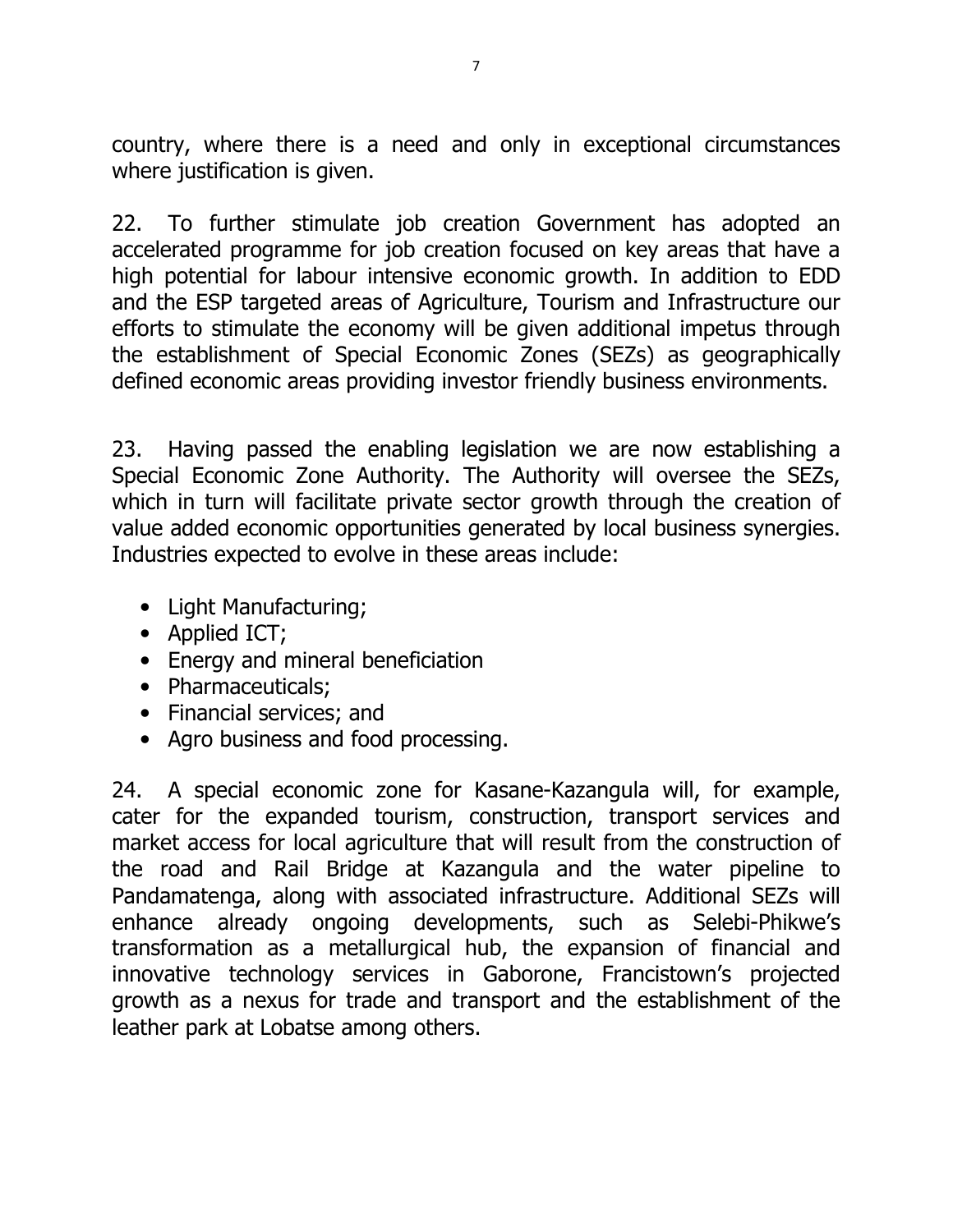country, where there is a need and only in exceptional circumstances where justification is given.

22. To further stimulate job creation Government has adopted an accelerated programme for job creation focused on key areas that have a high potential for labour intensive economic growth. In addition to EDD and the ESP targeted areas of Agriculture, Tourism and Infrastructure our efforts to stimulate the economy will be given additional impetus through the establishment of Special Economic Zones (SEZs) as geographically defined economic areas providing investor friendly business environments.

23. Having passed the enabling legislation we are now establishing a Special Economic Zone Authority. The Authority will oversee the SEZs, which in turn will facilitate private sector growth through the creation of value added economic opportunities generated by local business synergies. Industries expected to evolve in these areas include:

- Light Manufacturing;
- Applied ICT;
- Energy and mineral beneficiation
- Pharmaceuticals;
- Financial services; and
- Agro business and food processing.

24. A special economic zone for Kasane-Kazangula will, for example, cater for the expanded tourism, construction, transport services and market access for local agriculture that will result from the construction of the road and Rail Bridge at Kazangula and the water pipeline to Pandamatenga, along with associated infrastructure. Additional SEZs will enhance already ongoing developments, such as Selebi-Phikwe's transformation as a metallurgical hub, the expansion of financial and innovative technology services in Gaborone, Francistown's projected growth as a nexus for trade and transport and the establishment of the leather park at Lobatse among others.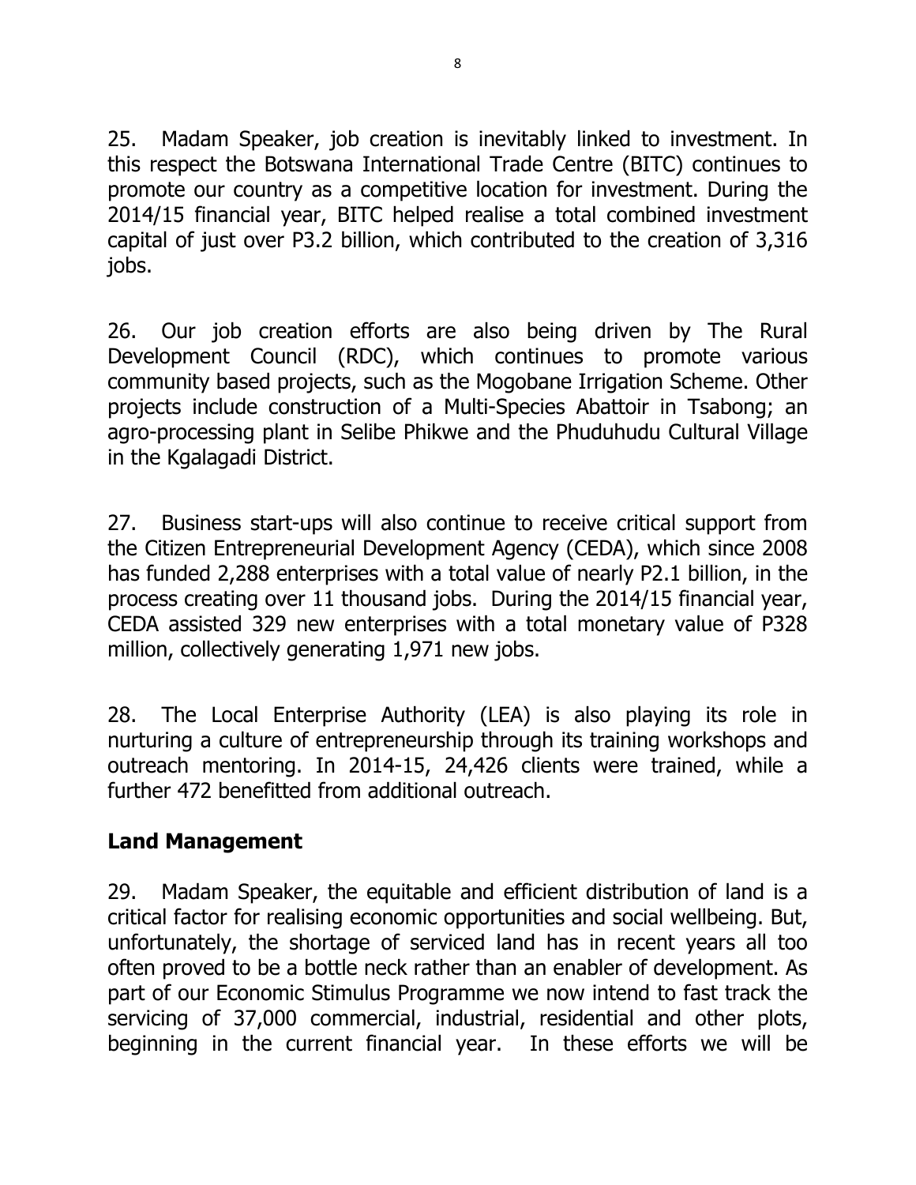25. Madam Speaker, job creation is inevitably linked to investment. In this respect the Botswana International Trade Centre (BITC) continues to promote our country as a competitive location for investment. During the 2014/15 financial year, BITC helped realise a total combined investment capital of just over P3.2 billion, which contributed to the creation of 3,316 jobs.

26. Our job creation efforts are also being driven by The Rural Development Council (RDC), which continues to promote various community based projects, such as the Mogobane Irrigation Scheme. Other projects include construction of a Multi-Species Abattoir in Tsabong; an agro-processing plant in Selibe Phikwe and the Phuduhudu Cultural Village in the Kgalagadi District.

27. Business start-ups will also continue to receive critical support from the Citizen Entrepreneurial Development Agency (CEDA), which since 2008 has funded 2,288 enterprises with a total value of nearly P2.1 billion, in the process creating over 11 thousand jobs. During the 2014/15 financial year, CEDA assisted 329 new enterprises with a total monetary value of P328 million, collectively generating 1,971 new jobs.

28. The Local Enterprise Authority (LEA) is also playing its role in nurturing a culture of entrepreneurship through its training workshops and outreach mentoring. In 2014-15, 24,426 clients were trained, while a further 472 benefitted from additional outreach.

## Land Management

29. Madam Speaker, the equitable and efficient distribution of land is a critical factor for realising economic opportunities and social wellbeing. But, unfortunately, the shortage of serviced land has in recent years all too often proved to be a bottle neck rather than an enabler of development. As part of our Economic Stimulus Programme we now intend to fast track the servicing of 37,000 commercial, industrial, residential and other plots, beginning in the current financial year. In these efforts we will be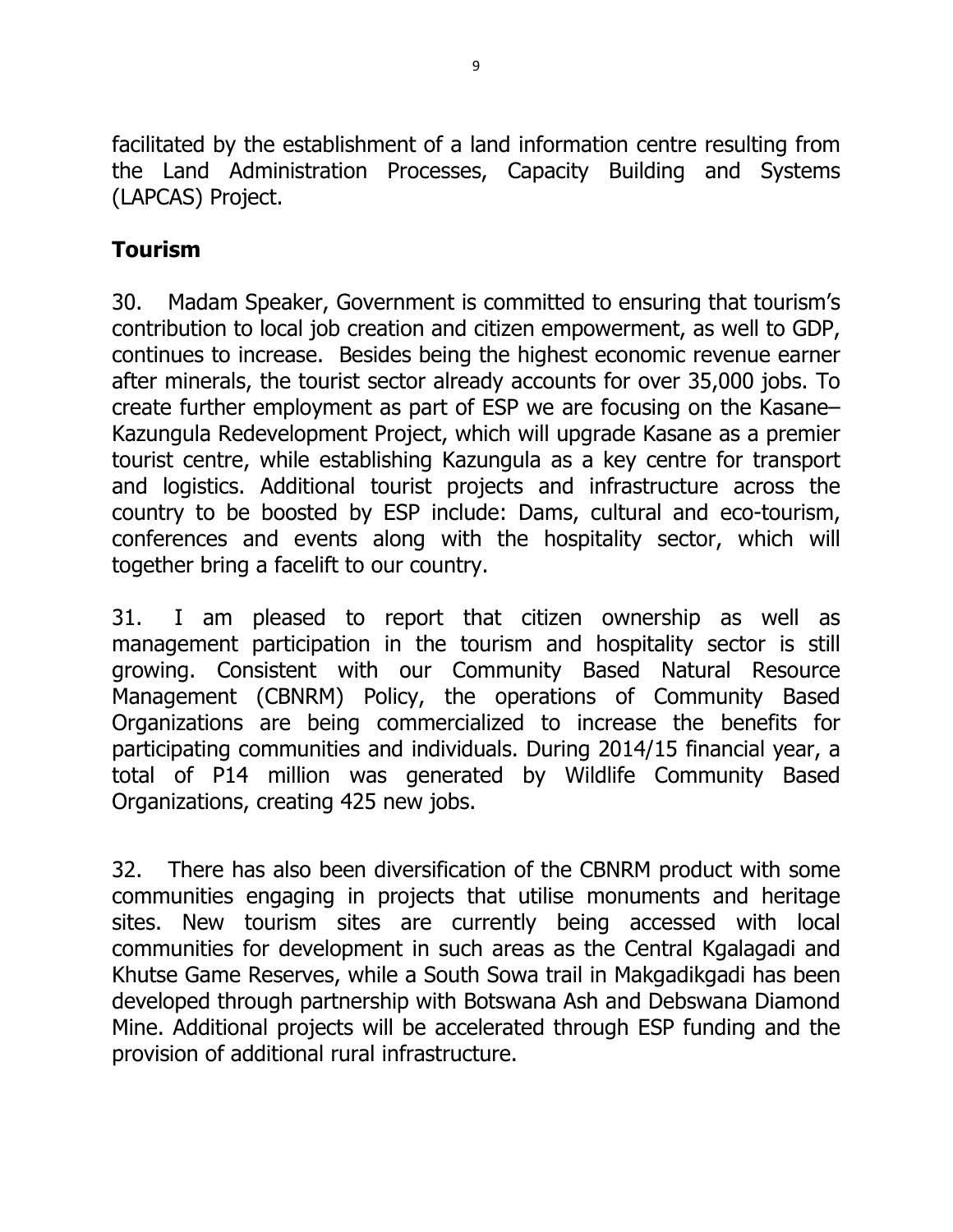facilitated by the establishment of a land information centre resulting from the Land Administration Processes, Capacity Building and Systems (LAPCAS) Project.

## Tourism

30. Madam Speaker, Government is committed to ensuring that tourism's contribution to local job creation and citizen empowerment, as well to GDP, continues to increase. Besides being the highest economic revenue earner after minerals, the tourist sector already accounts for over 35,000 jobs. To create further employment as part of ESP we are focusing on the Kasane–Kazungula Redevelopment Project, which will upgrade Kasane as a premier tourist centre, while establishing Kazungula as a key centre for transport and logistics. Additional tourist projects and infrastructure across the country to be boosted by ESP include: Dams, cultural and eco-tourism, conferences and events along with the hospitality sector, which will together bring a facelift to our country.

31. I am pleased to report that citizen ownership as well as management participation in the tourism and hospitality sector is still growing. Consistent with our Community Based Natural Resource Management (CBNRM) Policy, the operations of Community Based Organizations are being commercialized to increase the benefits for participating communities and individuals. During 2014/15 financial year, a total of P14 million was generated by Wildlife Community Based Organizations, creating 425 new jobs.

32. There has also been diversification of the CBNRM product with some communities engaging in projects that utilise monuments and heritage sites. New tourism sites are currently being accessed with local communities for development in such areas as the Central Kgalagadi and Khutse Game Reserves, while a South Sowa trail in Makgadikgadi has been developed through partnership with Botswana Ash and Debswana Diamond Mine. Additional projects will be accelerated through ESP funding and the provision of additional rural infrastructure.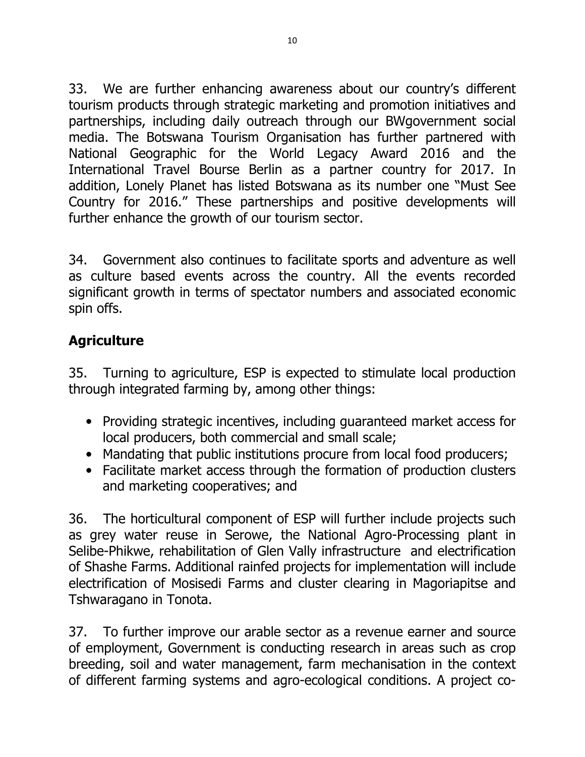33. We are further enhancing awareness about our country's different tourism products through strategic marketing and promotion initiatives and partnerships, including daily outreach through our BWgovernment social media. The Botswana Tourism Organisation has further partnered with National Geographic for the World Legacy Award 2016 and the International Travel Bourse Berlin as a partner country for 2017. In addition, Lonely Planet has listed Botswana as its number one "Must See Country for 2016." These partnerships and positive developments will further enhance the growth of our tourism sector.

34. Government also continues to facilitate sports and adventure as well as culture based events across the country. All the events recorded significant growth in terms of spectator numbers and associated economic spin offs.

## Agriculture

35. Turning to agriculture, ESP is expected to stimulate local production through integrated farming by, among other things:

- Providing strategic incentives, including guaranteed market access for local producers, both commercial and small scale;
- Mandating that public institutions procure from local food producers;
- Facilitate market access through the formation of production clusters and marketing cooperatives; and

36. The horticultural component of ESP will further include projects such as grey water reuse in Serowe, the National Agro-Processing plant in Selibe-Phikwe, rehabilitation of Glen Vally infrastructure and electrification of Shashe Farms. Additional rainfed projects for implementation will include electrification of Mosisedi Farms and cluster clearing in Magoriapitse and Tshwaragano in Tonota.

37. To further improve our arable sector as a revenue earner and source of employment, Government is conducting research in areas such as crop breeding, soil and water management, farm mechanisation in the context of different farming systems and agro-ecological conditions. A project co-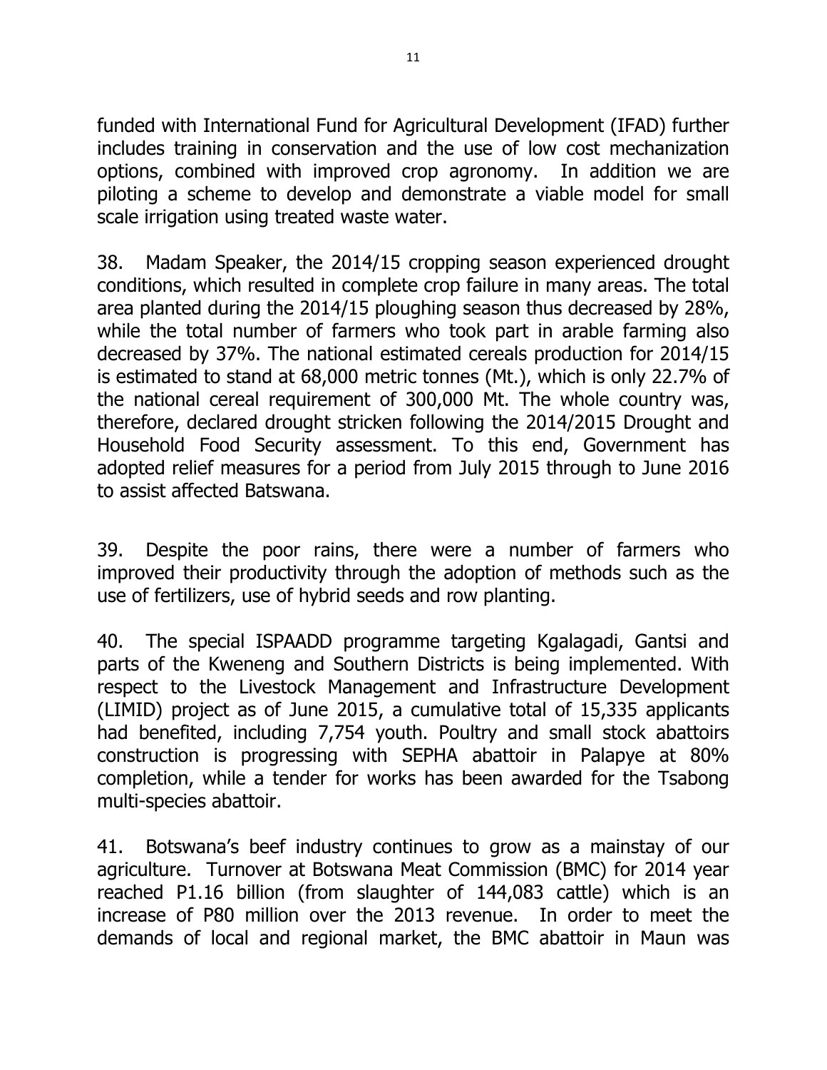funded with International Fund for Agricultural Development (IFAD) further includes training in conservation and the use of low cost mechanization options, combined with improved crop agronomy. In addition we are piloting a scheme to develop and demonstrate a viable model for small scale irrigation using treated waste water.

38. Madam Speaker, the 2014/15 cropping season experienced drought conditions, which resulted in complete crop failure in many areas. The total area planted during the 2014/15 ploughing season thus decreased by 28%, while the total number of farmers who took part in arable farming also decreased by 37%. The national estimated cereals production for 2014/15 is estimated to stand at 68,000 metric tonnes (Mt.), which is only 22.7% of the national cereal requirement of 300,000 Mt. The whole country was, therefore, declared drought stricken following the 2014/2015 Drought and Household Food Security assessment. To this end, Government has adopted relief measures for a period from July 2015 through to June 2016 to assist affected Batswana.

39. Despite the poor rains, there were a number of farmers who improved their productivity through the adoption of methods such as the use of fertilizers, use of hybrid seeds and row planting.

40. The special ISPAADD programme targeting Kgalagadi, Gantsi and parts of the Kweneng and Southern Districts is being implemented. With respect to the Livestock Management and Infrastructure Development (LIMID) project as of June 2015, a cumulative total of 15,335 applicants had benefited, including 7,754 youth. Poultry and small stock abattoirs construction is progressing with SEPHA abattoir in Palapye at 80% completion, while a tender for works has been awarded for the Tsabong multi-species abattoir.

41. Botswana's beef industry continues to grow as a mainstay of our agriculture. Turnover at Botswana Meat Commission (BMC) for 2014 year reached P1.16 billion (from slaughter of 144,083 cattle) which is an increase of P80 million over the 2013 revenue. In order to meet the demands of local and regional market, the BMC abattoir in Maun was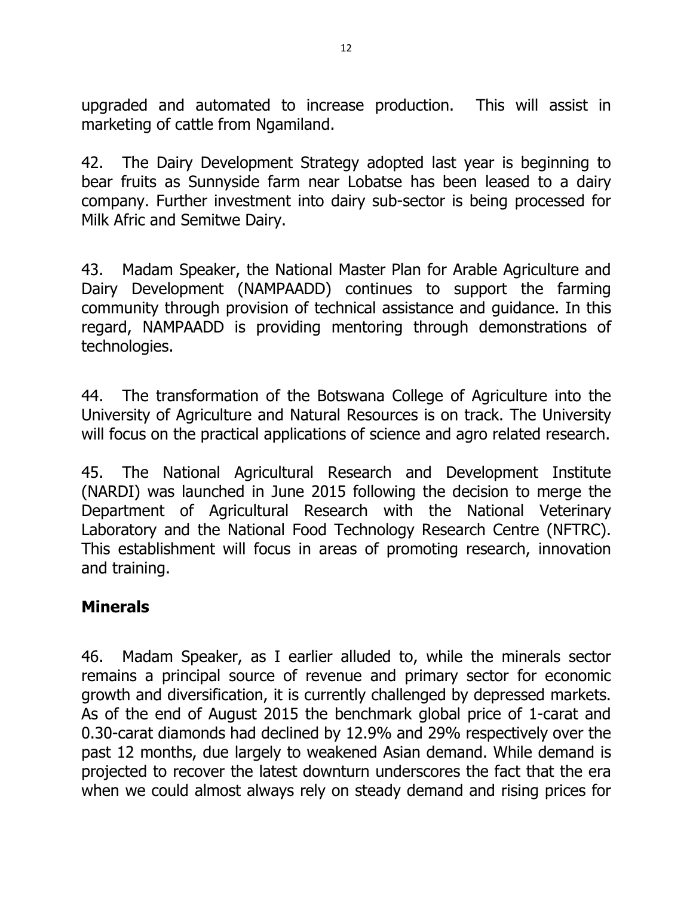upgraded and automated to increase production. This will assist in marketing of cattle from Ngamiland.

42. The Dairy Development Strategy adopted last year is beginning to bear fruits as Sunnyside farm near Lobatse has been leased to a dairy company. Further investment into dairy sub-sector is being processed for Milk Afric and Semitwe Dairy.

43. Madam Speaker, the National Master Plan for Arable Agriculture and Dairy Development (NAMPAADD) continues to support the farming community through provision of technical assistance and guidance. In this regard, NAMPAADD is providing mentoring through demonstrations of technologies.

44. The transformation of the Botswana College of Agriculture into the University of Agriculture and Natural Resources is on track. The University will focus on the practical applications of science and agro related research.

45. The National Agricultural Research and Development Institute (NARDI) was launched in June 2015 following the decision to merge the Department of Agricultural Research with the National Veterinary Laboratory and the National Food Technology Research Centre (NFTRC). This establishment will focus in areas of promoting research, innovation and training.

## Minerals

46. Madam Speaker, as I earlier alluded to, while the minerals sector remains a principal source of revenue and primary sector for economic growth and diversification, it is currently challenged by depressed markets. As of the end of August 2015 the benchmark global price of 1-carat and 0.30-carat diamonds had declined by 12.9% and 29% respectively over the past 12 months, due largely to weakened Asian demand. While demand is projected to recover the latest downturn underscores the fact that the era when we could almost always rely on steady demand and rising prices for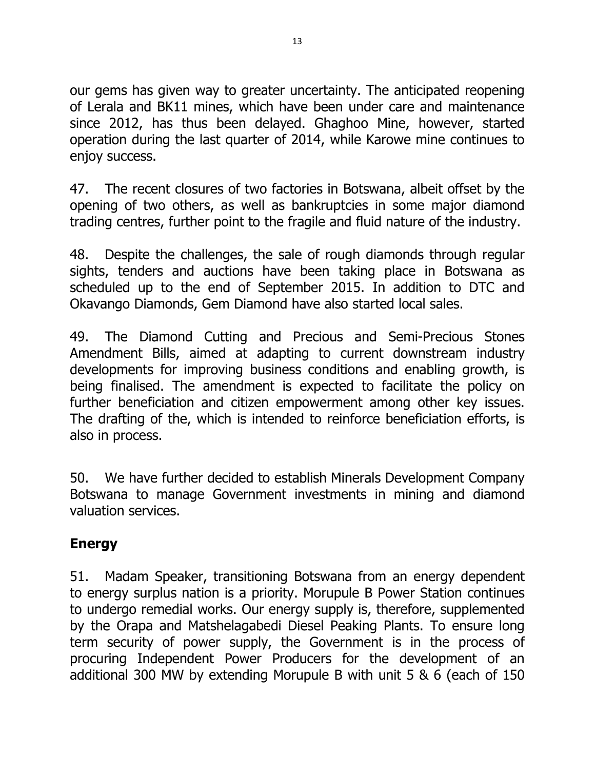our gems has given way to greater uncertainty. The anticipated reopening of Lerala and BK11 mines, which have been under care and maintenance since 2012, has thus been delayed. Ghaghoo Mine, however, started operation during the last quarter of 2014, while Karowe mine continues to enjoy success.

47. The recent closures of two factories in Botswana, albeit offset by the opening of two others, as well as bankruptcies in some major diamond trading centres, further point to the fragile and fluid nature of the industry.

48. Despite the challenges, the sale of rough diamonds through regular sights, tenders and auctions have been taking place in Botswana as scheduled up to the end of September 2015. In addition to DTC and Okavango Diamonds, Gem Diamond have also started local sales.

49. The Diamond Cutting and Precious and Semi-Precious Stones Amendment Bills, aimed at adapting to current downstream industry developments for improving business conditions and enabling growth, is being finalised. The amendment is expected to facilitate the policy on further beneficiation and citizen empowerment among other key issues. The drafting of the, which is intended to reinforce beneficiation efforts, is also in process.

50. We have further decided to establish Minerals Development Company Botswana to manage Government investments in mining and diamond valuation services.

## Energy

51. Madam Speaker, transitioning Botswana from an energy dependent to energy surplus nation is a priority. Morupule B Power Station continues to undergo remedial works. Our energy supply is, therefore, supplemented by the Orapa and Matshelagabedi Diesel Peaking Plants. To ensure long term security of power supply, the Government is in the process of procuring Independent Power Producers for the development of an additional 300 MW by extending Morupule B with unit 5 & 6 (each of 150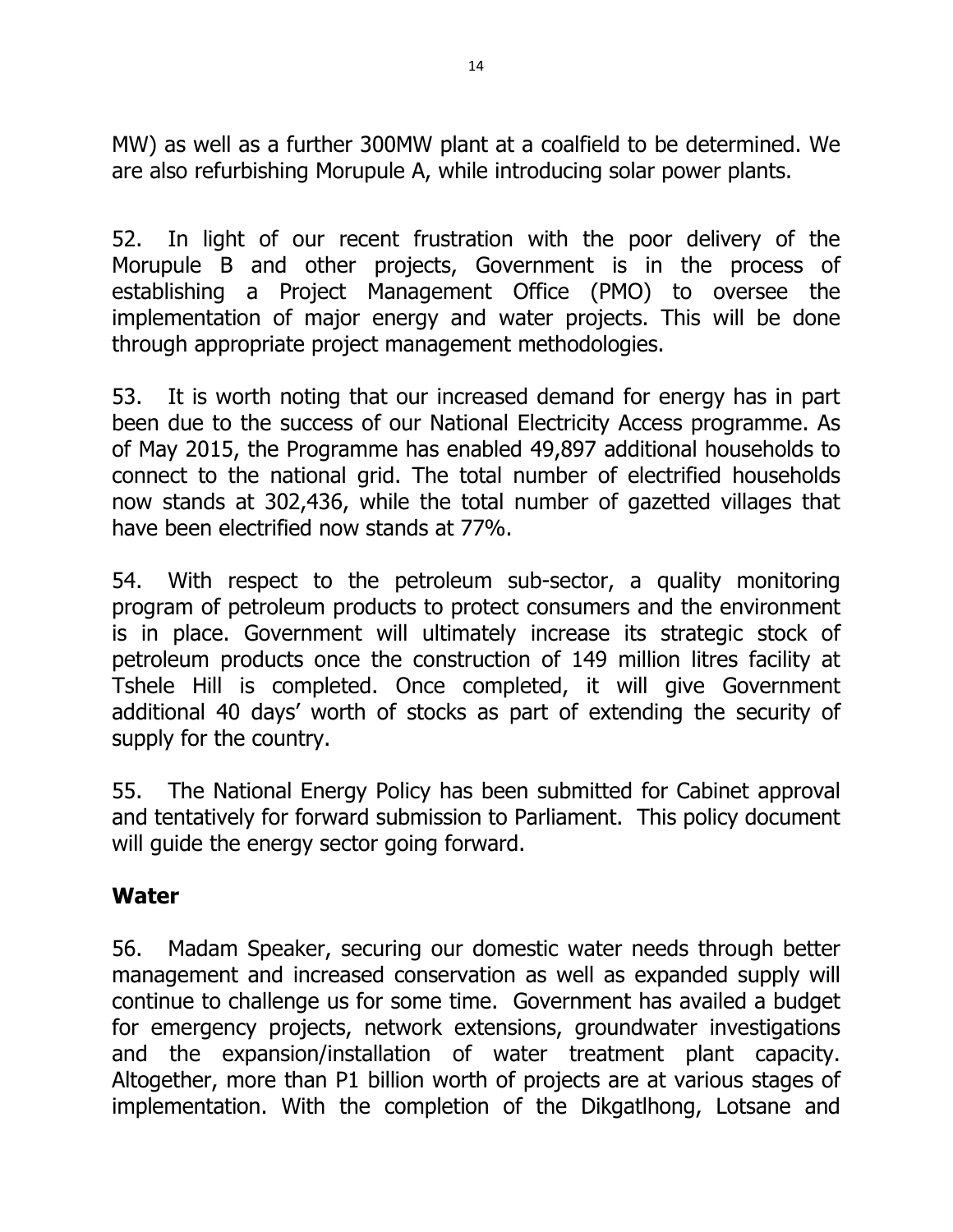MW) as well as a further 300MW plant at a coalfield to be determined. We are also refurbishing Morupule A, while introducing solar power plants.

52. In light of our recent frustration with the poor delivery of the Morupule B and other projects, Government is in the process of establishing a Project Management Office (PMO) to oversee the implementation of major energy and water projects. This will be done through appropriate project management methodologies.

53. It is worth noting that our increased demand for energy has in part been due to the success of our National Electricity Access programme. As of May 2015, the Programme has enabled 49,897 additional households to connect to the national grid. The total number of electrified households now stands at 302,436, while the total number of gazetted villages that have been electrified now stands at 77%.

54. With respect to the petroleum sub-sector, a quality monitoring program of petroleum products to protect consumers and the environment is in place. Government will ultimately increase its strategic stock of petroleum products once the construction of 149 million litres facility at Tshele Hill is completed. Once completed, it will give Government additional 40 days' worth of stocks as part of extending the security of supply for the country.

55. The National Energy Policy has been submitted for Cabinet approval and tentatively for forward submission to Parliament. This policy document will guide the energy sector going forward.

## Water

56. Madam Speaker, securing our domestic water needs through better management and increased conservation as well as expanded supply will continue to challenge us for some time. Government has availed a budget for emergency projects, network extensions, groundwater investigations and the expansion/installation of water treatment plant capacity. Altogether, more than P1 billion worth of projects are at various stages of implementation. With the completion of the Dikgatlhong, Lotsane and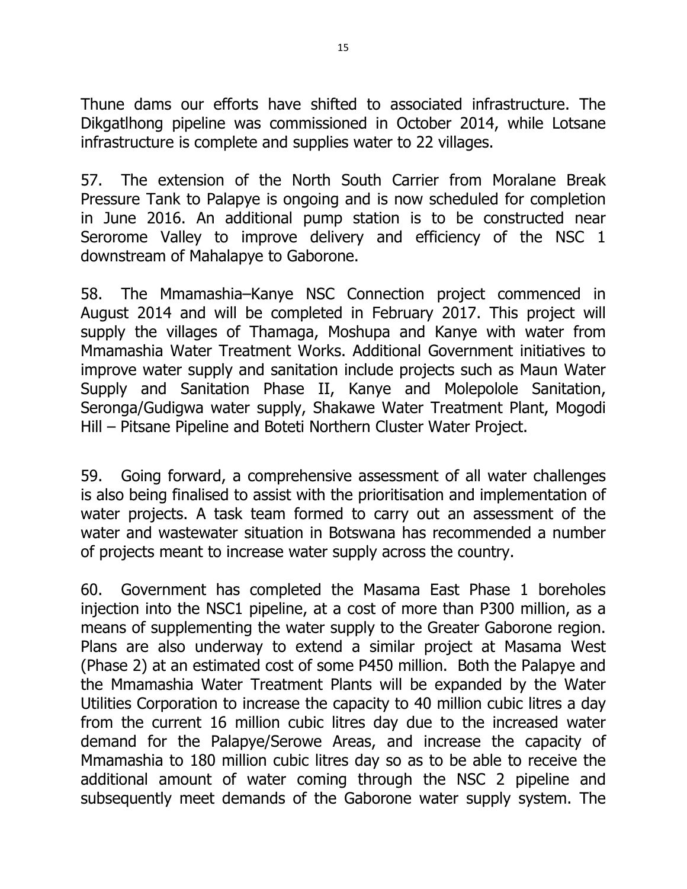Thune dams our efforts have shifted to associated infrastructure. The Dikgatlhong pipeline was commissioned in October 2014, while Lotsane infrastructure is complete and supplies water to 22 villages.

57. The extension of the North South Carrier from Moralane Break Pressure Tank to Palapye is ongoing and is now scheduled for completion in June 2016. An additional pump station is to be constructed near Serorome Valley to improve delivery and efficiency of the NSC 1 downstream of Mahalapye to Gaborone.

58. The Mmamashia–Kanye NSC Connection project commenced in August 2014 and will be completed in February 2017. This project will supply the villages of Thamaga, Moshupa and Kanye with water from Mmamashia Water Treatment Works. Additional Government initiatives to improve water supply and sanitation include projects such as Maun Water Supply and Sanitation Phase II, Kanye and Molepolole Sanitation, Seronga/Gudigwa water supply, Shakawe Water Treatment Plant, Mogodi Hill – Pitsane Pipeline and Boteti Northern Cluster Water Project.

59. Going forward, a comprehensive assessment of all water challenges is also being finalised to assist with the prioritisation and implementation of water projects. A task team formed to carry out an assessment of the water and wastewater situation in Botswana has recommended a number of projects meant to increase water supply across the country.

60. Government has completed the Masama East Phase 1 boreholes injection into the NSC1 pipeline, at a cost of more than P300 million, as a means of supplementing the water supply to the Greater Gaborone region. Plans are also underway to extend a similar project at Masama West (Phase 2) at an estimated cost of some P450 million. Both the Palapye and the Mmamashia Water Treatment Plants will be expanded by the Water Utilities Corporation to increase the capacity to 40 million cubic litres a day from the current 16 million cubic litres day due to the increased water demand for the Palapye/Serowe Areas, and increase the capacity of Mmamashia to 180 million cubic litres day so as to be able to receive the additional amount of water coming through the NSC 2 pipeline and subsequently meet demands of the Gaborone water supply system. The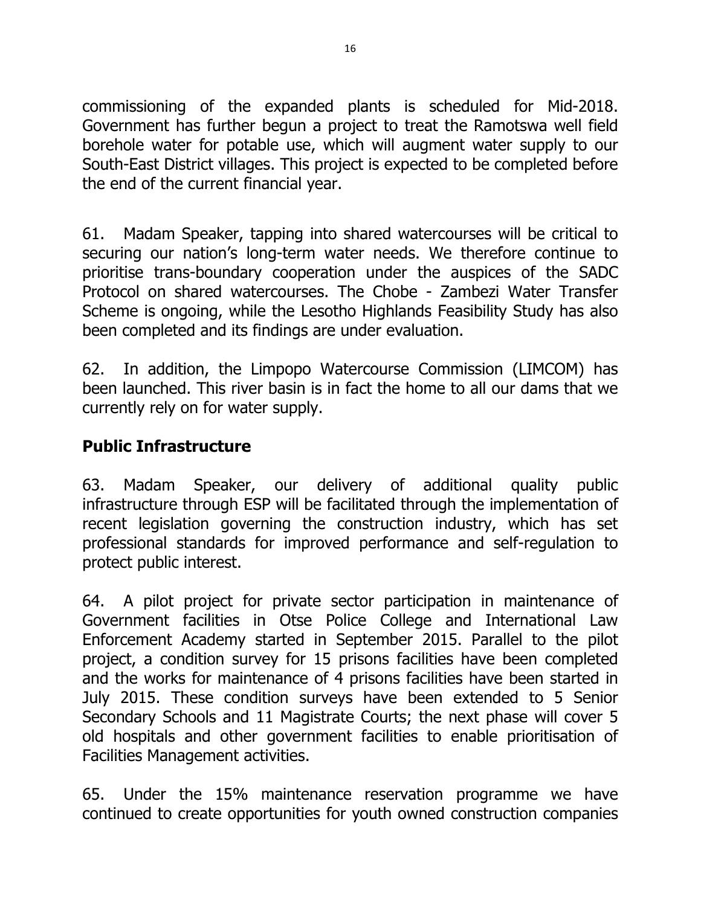commissioning of the expanded plants is scheduled for Mid-2018. Government has further begun a project to treat the Ramotswa well field borehole water for potable use, which will augment water supply to our South-East District villages. This project is expected to be completed before the end of the current financial year.

61. Madam Speaker, tapping into shared watercourses will be critical to securing our nation's long-term water needs. We therefore continue to prioritise trans-boundary cooperation under the auspices of the SADC Protocol on shared watercourses. The Chobe - Zambezi Water Transfer Scheme is ongoing, while the Lesotho Highlands Feasibility Study has also been completed and its findings are under evaluation.

62. In addition, the Limpopo Watercourse Commission (LIMCOM) has been launched. This river basin is in fact the home to all our dams that we currently rely on for water supply.

## Public Infrastructure

63. Madam Speaker, our delivery of additional quality public infrastructure through ESP will be facilitated through the implementation of recent legislation governing the construction industry, which has set professional standards for improved performance and self-regulation to protect public interest.

64. A pilot project for private sector participation in maintenance of Government facilities in Otse Police College and International Law Enforcement Academy started in September 2015. Parallel to the pilot project, a condition survey for 15 prisons facilities have been completed and the works for maintenance of 4 prisons facilities have been started in July 2015. These condition surveys have been extended to 5 Senior Secondary Schools and 11 Magistrate Courts; the next phase will cover 5 old hospitals and other government facilities to enable prioritisation of Facilities Management activities.

65. Under the 15% maintenance reservation programme we have continued to create opportunities for youth owned construction companies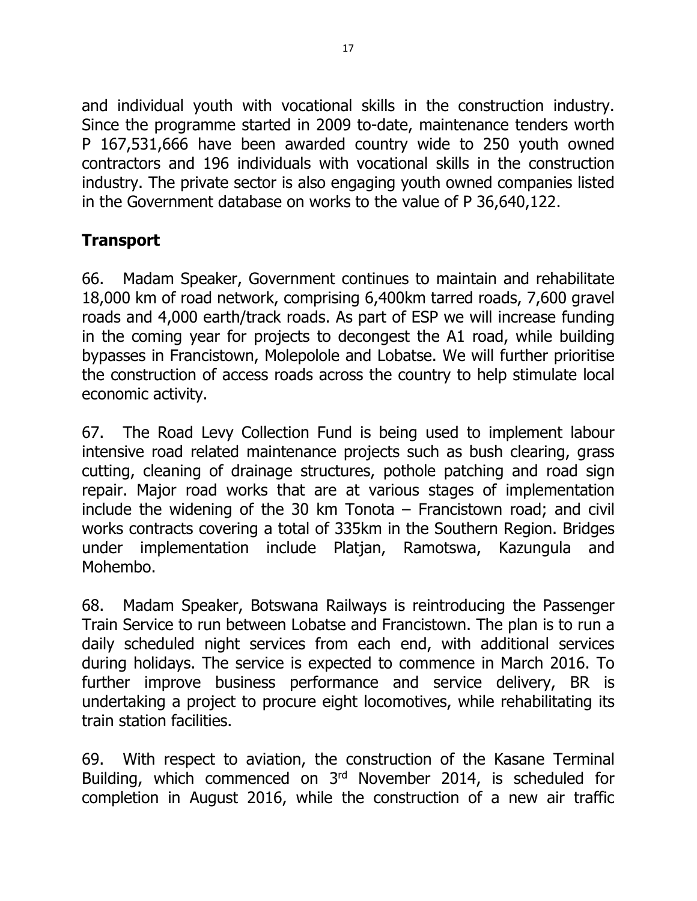and individual youth with vocational skills in the construction industry. Since the programme started in 2009 to-date, maintenance tenders worth P 167,531,666 have been awarded country wide to 250 youth owned contractors and 196 individuals with vocational skills in the construction industry. The private sector is also engaging youth owned companies listed in the Government database on works to the value of P 36,640,122.

## Transport

66. Madam Speaker, Government continues to maintain and rehabilitate 18,000 km of road network, comprising 6,400km tarred roads, 7,600 gravel roads and 4,000 earth/track roads. As part of ESP we will increase funding in the coming year for projects to decongest the A1 road, while building bypasses in Francistown, Molepolole and Lobatse. We will further prioritise the construction of access roads across the country to help stimulate local economic activity.

67. The Road Levy Collection Fund is being used to implement labour intensive road related maintenance projects such as bush clearing, grass cutting, cleaning of drainage structures, pothole patching and road sign repair. Major road works that are at various stages of implementation include the widening of the 30 km Tonota – Francistown road; and civil works contracts covering a total of 335km in the Southern Region. Bridges under implementation include Platjan, Ramotswa, Kazungula and Mohembo.

68. Madam Speaker, Botswana Railways is reintroducing the Passenger Train Service to run between Lobatse and Francistown. The plan is to run a daily scheduled night services from each end, with additional services during holidays. The service is expected to commence in March 2016. To further improve business performance and service delivery, BR is undertaking a project to procure eight locomotives, while rehabilitating its train station facilities.

69. With respect to aviation, the construction of the Kasane Terminal Building, which commenced on 3rd November 2014, is scheduled for completion in August 2016, while the construction of a new air traffic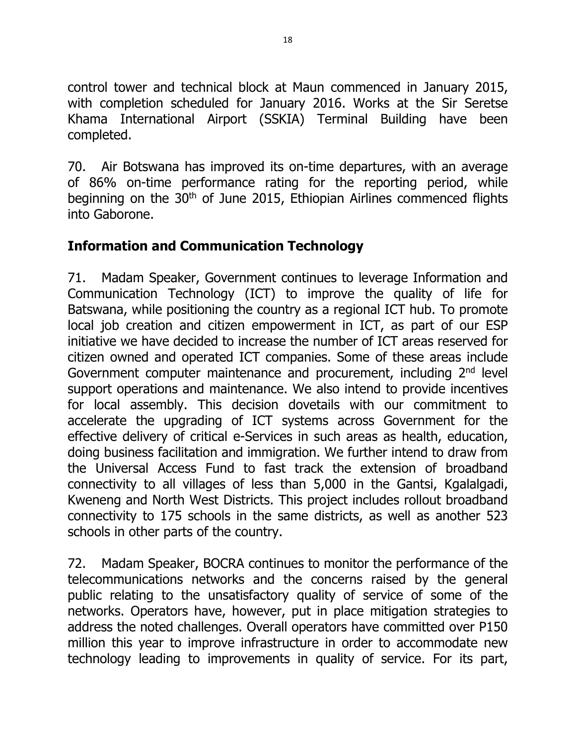control tower and technical block at Maun commenced in January 2015, with completion scheduled for January 2016. Works at the Sir Seretse Khama International Airport (SSKIA) Terminal Building have been completed.

70. Air Botswana has improved its on-time departures, with an average of 86% on-time performance rating for the reporting period, while beginning on the 30th of June 2015, Ethiopian Airlines commenced flights into Gaborone.

## Information and Communication Technology

71. Madam Speaker, Government continues to leverage Information and Communication Technology (ICT) to improve the quality of life for Batswana, while positioning the country as a regional ICT hub. To promote local job creation and citizen empowerment in ICT, as part of our ESP initiative we have decided to increase the number of ICT areas reserved for citizen owned and operated ICT companies. Some of these areas include Government computer maintenance and procurement, including 2nd level support operations and maintenance. We also intend to provide incentives for local assembly. This decision dovetails with our commitment to accelerate the upgrading of ICT systems across Government for the effective delivery of critical e-Services in such areas as health, education, doing business facilitation and immigration. We further intend to draw from the Universal Access Fund to fast track the extension of broadband connectivity to all villages of less than 5,000 in the Gantsi, Kgalalgadi, Kweneng and North West Districts. This project includes rollout broadband connectivity to 175 schools in the same districts, as well as another 523 schools in other parts of the country.

72. Madam Speaker, BOCRA continues to monitor the performance of the telecommunications networks and the concerns raised by the general public relating to the unsatisfactory quality of service of some of the networks. Operators have, however, put in place mitigation strategies to address the noted challenges. Overall operators have committed over P150 million this year to improve infrastructure in order to accommodate new technology leading to improvements in quality of service. For its part,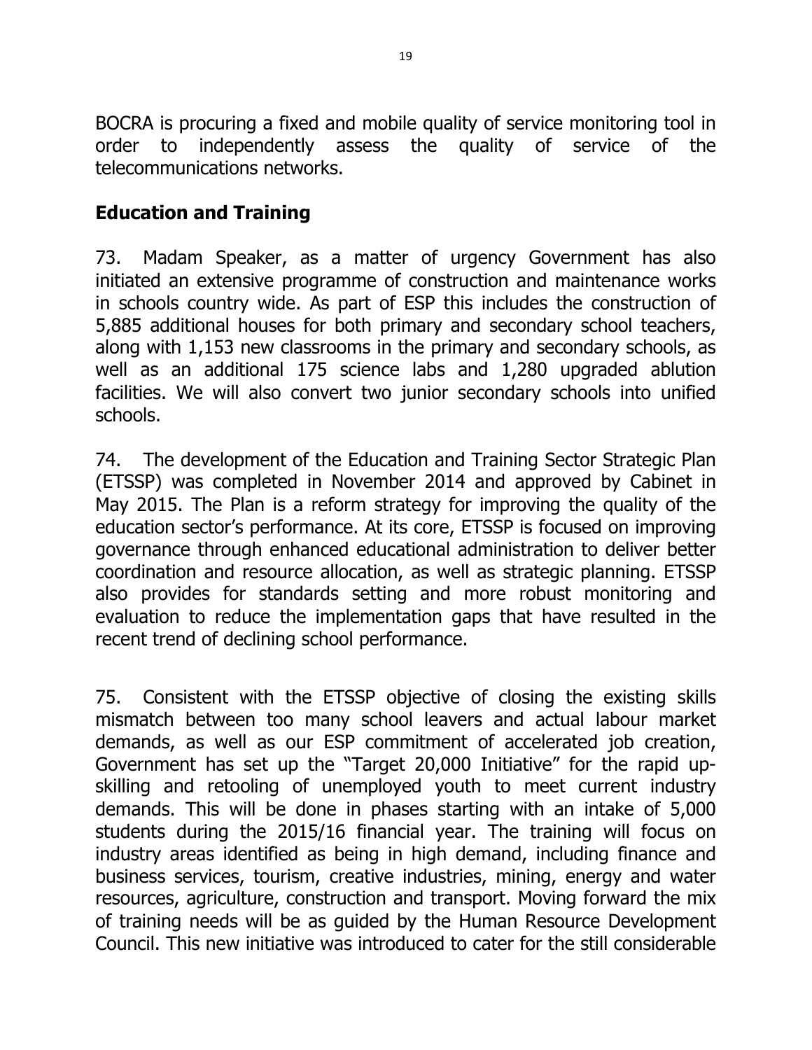BOCRA is procuring a fixed and mobile quality of service monitoring tool in order to independently assess the quality of service of the telecommunications networks.

## Education and Training

73. Madam Speaker, as a matter of urgency Government has also initiated an extensive programme of construction and maintenance works in schools country wide. As part of ESP this includes the construction of 5,885 additional houses for both primary and secondary school teachers, along with 1,153 new classrooms in the primary and secondary schools, as well as an additional 175 science labs and 1,280 upgraded ablution facilities. We will also convert two junior secondary schools into unified schools.

74. The development of the Education and Training Sector Strategic Plan (ETSSP) was completed in November 2014 and approved by Cabinet in May 2015. The Plan is a reform strategy for improving the quality of the education sector's performance. At its core, ETSSP is focused on improving governance through enhanced educational administration to deliver better coordination and resource allocation, as well as strategic planning. ETSSP also provides for standards setting and more robust monitoring and evaluation to reduce the implementation gaps that have resulted in the recent trend of declining school performance.

75. Consistent with the ETSSP objective of closing the existing skills mismatch between too many school leavers and actual labour market demands, as well as our ESP commitment of accelerated job creation, Government has set up the "Target 20,000 Initiative" for the rapid up-skilling and retooling of unemployed youth to meet current industry demands. This will be done in phases starting with an intake of 5,000 students during the 2015/16 financial year. The training will focus on industry areas identified as being in high demand, including finance and business services, tourism, creative industries, mining, energy and water resources, agriculture, construction and transport. Moving forward the mix of training needs will be as guided by the Human Resource Development Council. This new initiative was introduced to cater for the still considerable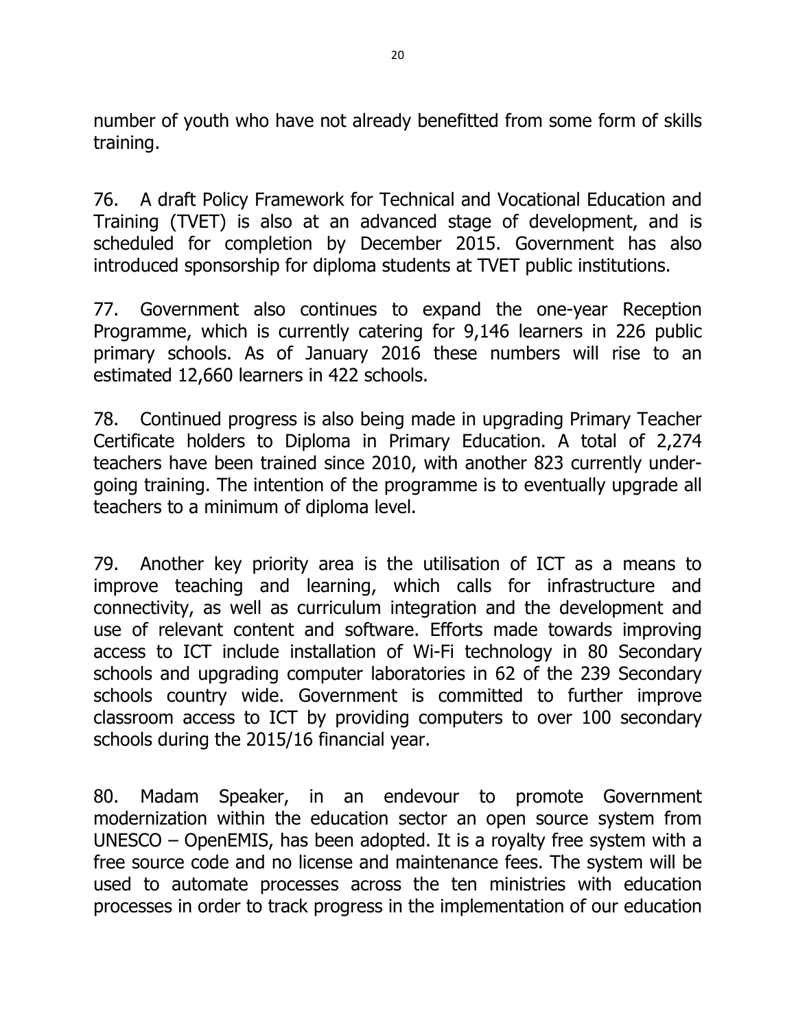number of youth who have not already benefitted from some form of skills training.

76. A draft Policy Framework for Technical and Vocational Education and Training (TVET) is also at an advanced stage of development, and is scheduled for completion by December 2015. Government has also introduced sponsorship for diploma students at TVET public institutions.

77. Government also continues to expand the one-year Reception Programme, which is currently catering for 9,146 learners in 226 public primary schools. As of January 2016 these numbers will rise to an estimated 12,660 learners in 422 schools.

78. Continued progress is also being made in upgrading Primary Teacher Certificate holders to Diploma in Primary Education. A total of 2,274 teachers have been trained since 2010, with another 823 currently undergoing training. The intention of the programme is to eventually upgrade all teachers to a minimum of diploma level.

79. Another key priority area is the utilisation of ICT as a means to improve teaching and learning, which calls for infrastructure and connectivity, as well as curriculum integration and the development and use of relevant content and software. Efforts made towards improving access to ICT include installation of Wi-Fi technology in 80 Secondary schools and upgrading computer laboratories in 62 of the 239 Secondary schools country wide. Government is committed to further improve classroom access to ICT by providing computers to over 100 secondary schools during the 2015/16 financial year.

80. Madam Speaker, in an endevour to promote Government modernization within the education sector an open source system from UNESCO – OpenEMIS, has been adopted. It is a royalty free system with a free source code and no license and maintenance fees. The system will be used to automate processes across the ten ministries with education processes in order to track progress in the implementation of our education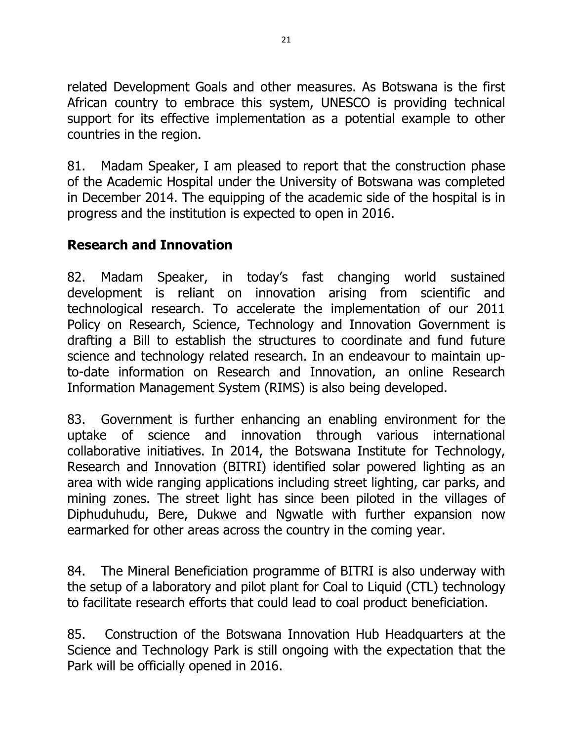related Development Goals and other measures. As Botswana is the first African country to embrace this system, UNESCO is providing technical support for its effective implementation as a potential example to other countries in the region.

81. Madam Speaker, I am pleased to report that the construction phase of the Academic Hospital under the University of Botswana was completed in December 2014. The equipping of the academic side of the hospital is in progress and the institution is expected to open in 2016.

## Research and Innovation

82. Madam Speaker, in today's fast changing world sustained development is reliant on innovation arising from scientific and technological research. To accelerate the implementation of our 2011 Policy on Research, Science, Technology and Innovation Government is drafting a Bill to establish the structures to coordinate and fund future science and technology related research. In an endeavour to maintain up-to-date information on Research and Innovation, an online Research Information Management System (RIMS) is also being developed.

83. Government is further enhancing an enabling environment for the uptake of science and innovation through various international collaborative initiatives. In 2014, the Botswana Institute for Technology, Research and Innovation (BITRI) identified solar powered lighting as an area with wide ranging applications including street lighting, car parks, and mining zones. The street light has since been piloted in the villages of Diphuduhudu, Bere, Dukwe and Ngwatle with further expansion now earmarked for other areas across the country in the coming year.

84. The Mineral Beneficiation programme of BITRI is also underway with the setup of a laboratory and pilot plant for Coal to Liquid (CTL) technology to facilitate research efforts that could lead to coal product beneficiation.

85. Construction of the Botswana Innovation Hub Headquarters at the Science and Technology Park is still ongoing with the expectation that the Park will be officially opened in 2016.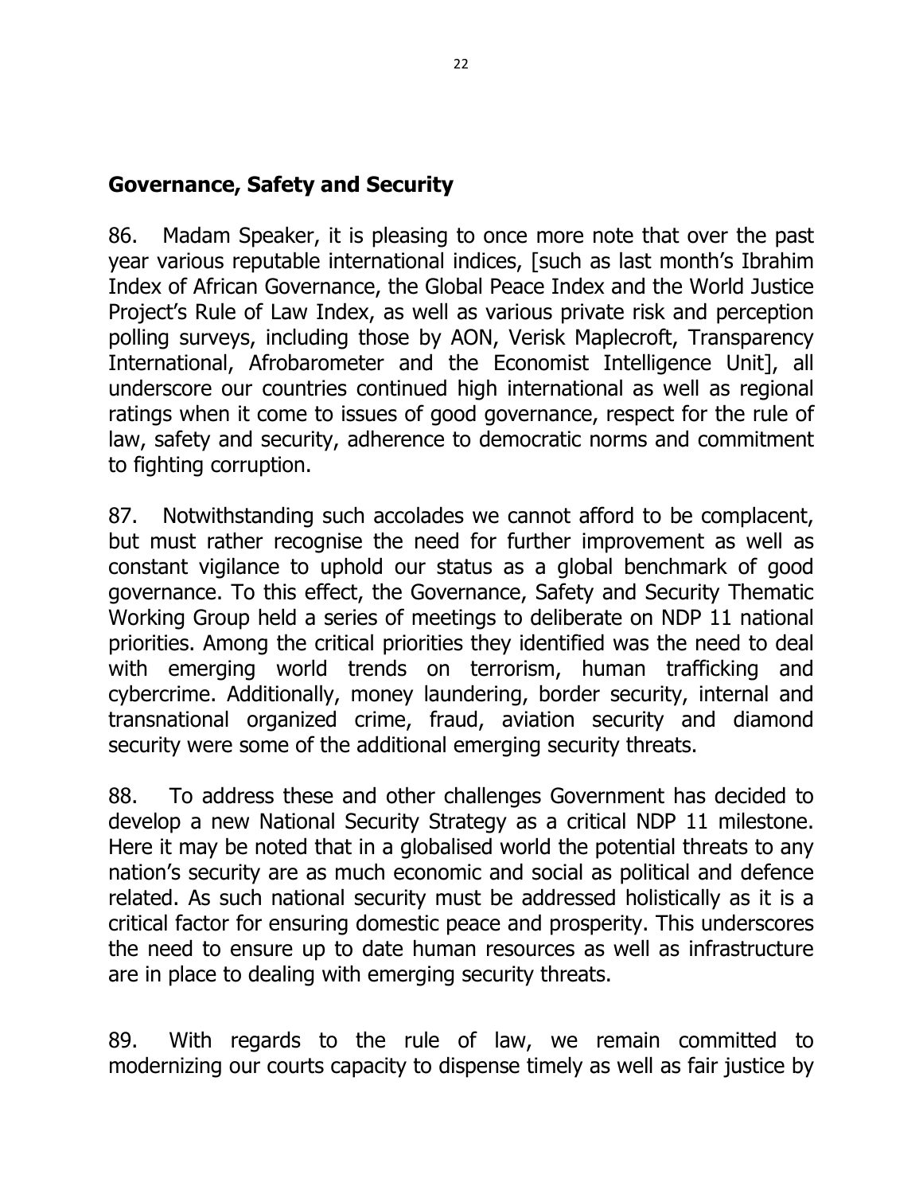## Governance, Safety and Security

86. Madam Speaker, it is pleasing to once more note that over the past year various reputable international indices, [such as last month's Ibrahim Index of African Governance, the Global Peace Index and the World Justice Project's Rule of Law Index, as well as various private risk and perception polling surveys, including those by AON, Verisk Maplecroft, Transparency International, Afrobarometer and the Economist Intelligence Unit], all underscore our countries continued high international as well as regional ratings when it come to issues of good governance, respect for the rule of law, safety and security, adherence to democratic norms and commitment to fighting corruption.

87. Notwithstanding such accolades we cannot afford to be complacent, but must rather recognise the need for further improvement as well as constant vigilance to uphold our status as a global benchmark of good governance. To this effect, the Governance, Safety and Security Thematic Working Group held a series of meetings to deliberate on NDP 11 national priorities. Among the critical priorities they identified was the need to deal with emerging world trends on terrorism, human trafficking and cybercrime. Additionally, money laundering, border security, internal and transnational organized crime, fraud, aviation security and diamond security were some of the additional emerging security threats.

88. To address these and other challenges Government has decided to develop a new National Security Strategy as a critical NDP 11 milestone. Here it may be noted that in a globalised world the potential threats to any nation's security are as much economic and social as political and defence related. As such national security must be addressed holistically as it is a critical factor for ensuring domestic peace and prosperity. This underscores the need to ensure up to date human resources as well as infrastructure are in place to dealing with emerging security threats.

89. With regards to the rule of law, we remain committed to modernizing our courts capacity to dispense timely as well as fair justice by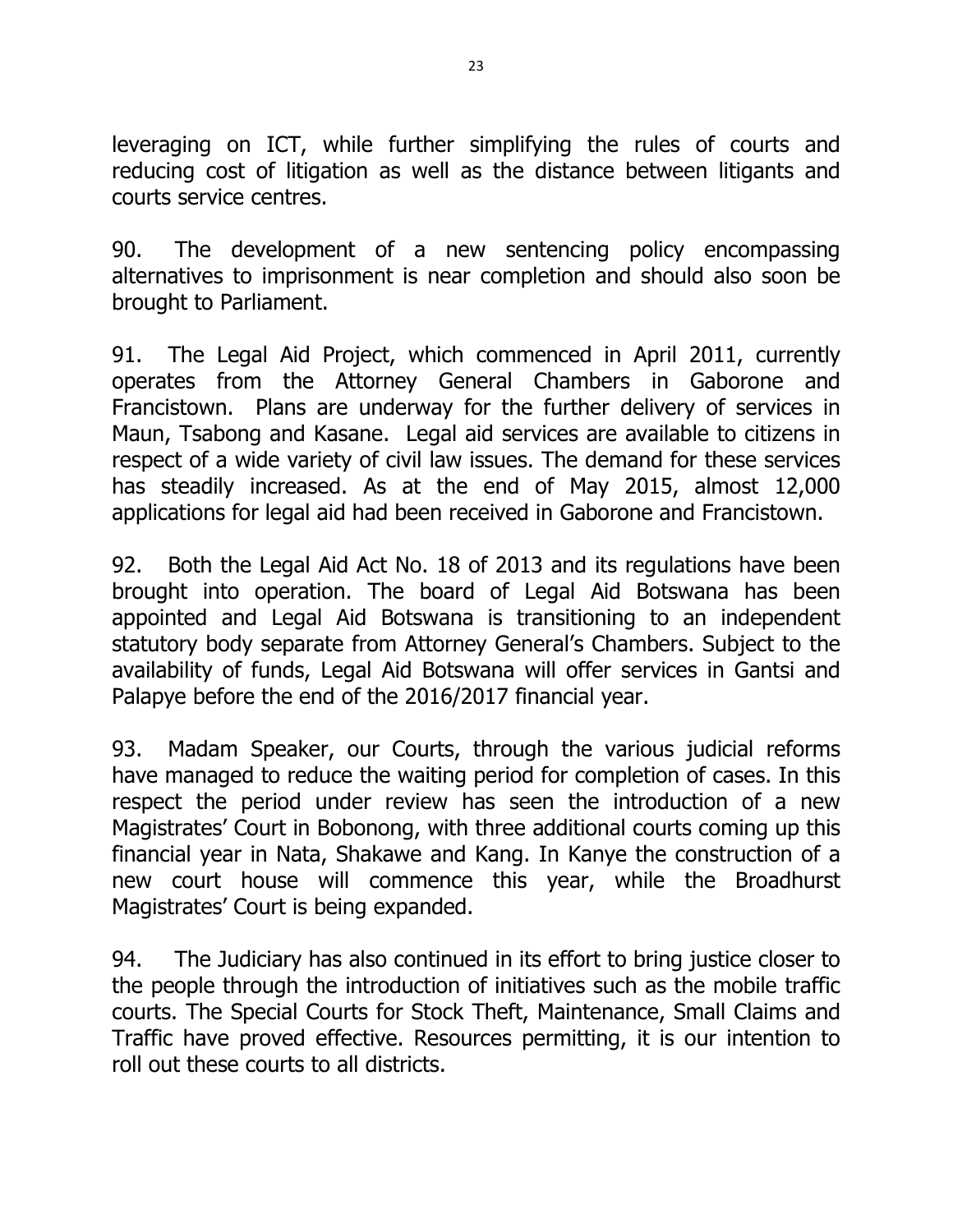leveraging on ICT, while further simplifying the rules of courts and reducing cost of litigation as well as the distance between litigants and courts service centres.

90. The development of a new sentencing policy encompassing alternatives to imprisonment is near completion and should also soon be brought to Parliament.

91. The Legal Aid Project, which commenced in April 2011, currently operates from the Attorney General Chambers in Gaborone and Francistown. Plans are underway for the further delivery of services in Maun, Tsabong and Kasane. Legal aid services are available to citizens in respect of a wide variety of civil law issues. The demand for these services has steadily increased. As at the end of May 2015, almost 12,000 applications for legal aid had been received in Gaborone and Francistown.

92. Both the Legal Aid Act No. 18 of 2013 and its regulations have been brought into operation. The board of Legal Aid Botswana has been appointed and Legal Aid Botswana is transitioning to an independent statutory body separate from Attorney General's Chambers. Subject to the availability of funds, Legal Aid Botswana will offer services in Gantsi and Palapye before the end of the 2016/2017 financial year.

93. Madam Speaker, our Courts, through the various judicial reforms have managed to reduce the waiting period for completion of cases. In this respect the period under review has seen the introduction of a new Magistrates' Court in Bobonong, with three additional courts coming up this financial year in Nata, Shakawe and Kang. In Kanye the construction of a new court house will commence this year, while the Broadhurst Magistrates' Court is being expanded.

94. The Judiciary has also continued in its effort to bring justice closer to the people through the introduction of initiatives such as the mobile traffic courts. The Special Courts for Stock Theft, Maintenance, Small Claims and Traffic have proved effective. Resources permitting, it is our intention to roll out these courts to all districts.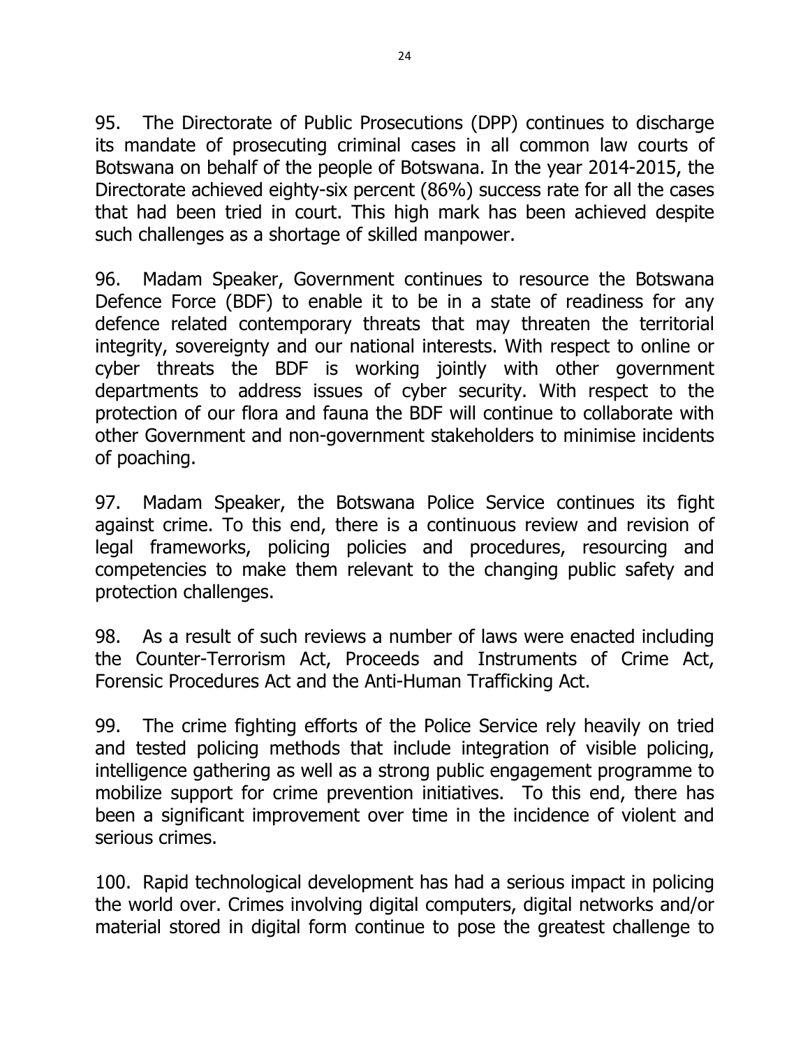95. The Directorate of Public Prosecutions (DPP) continues to discharge its mandate of prosecuting criminal cases in all common law courts of Botswana on behalf of the people of Botswana. In the year 2014-2015, the Directorate achieved eighty-six percent (86%) success rate for all the cases that had been tried in court. This high mark has been achieved despite such challenges as a shortage of skilled manpower.

96. Madam Speaker, Government continues to resource the Botswana Defence Force (BDF) to enable it to be in a state of readiness for any defence related contemporary threats that may threaten the territorial integrity, sovereignty and our national interests. With respect to online or cyber threats the BDF is working jointly with other government departments to address issues of cyber security. With respect to the protection of our flora and fauna the BDF will continue to collaborate with other Government and non-government stakeholders to minimise incidents of poaching.

97. Madam Speaker, the Botswana Police Service continues its fight against crime. To this end, there is a continuous review and revision of legal frameworks, policing policies and procedures, resourcing and competencies to make them relevant to the changing public safety and protection challenges.

98. As a result of such reviews a number of laws were enacted including the Counter-Terrorism Act, Proceeds and Instruments of Crime Act, Forensic Procedures Act and the Anti-Human Trafficking Act.

99. The crime fighting efforts of the Police Service rely heavily on tried and tested policing methods that include integration of visible policing, intelligence gathering as well as a strong public engagement programme to mobilize support for crime prevention initiatives. To this end, there has been a significant improvement over time in the incidence of violent and serious crimes.

100. Rapid technological development has had a serious impact in policing the world over. Crimes involving digital computers, digital networks and/or material stored in digital form continue to pose the greatest challenge to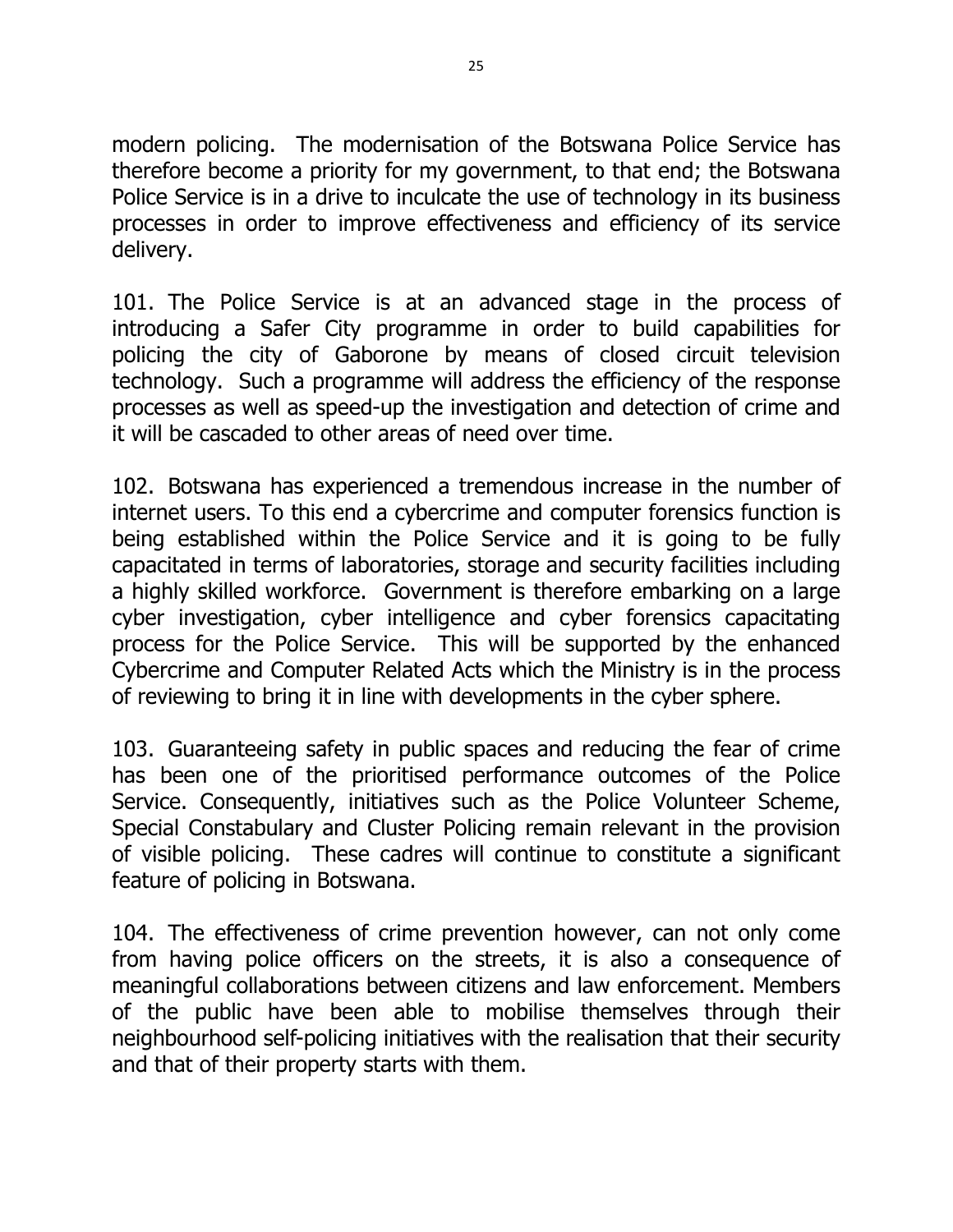modern policing. The modernisation of the Botswana Police Service has therefore become a priority for my government, to that end; the Botswana Police Service is in a drive to inculcate the use of technology in its business processes in order to improve effectiveness and efficiency of its service delivery.

101. The Police Service is at an advanced stage in the process of introducing a Safer City programme in order to build capabilities for policing the city of Gaborone by means of closed circuit television technology. Such a programme will address the efficiency of the response processes as well as speed-up the investigation and detection of crime and it will be cascaded to other areas of need over time.

102. Botswana has experienced a tremendous increase in the number of internet users. To this end a cybercrime and computer forensics function is being established within the Police Service and it is going to be fully capacitated in terms of laboratories, storage and security facilities including a highly skilled workforce. Government is therefore embarking on a large cyber investigation, cyber intelligence and cyber forensics capacitating process for the Police Service. This will be supported by the enhanced Cybercrime and Computer Related Acts which the Ministry is in the process of reviewing to bring it in line with developments in the cyber sphere.

103. Guaranteeing safety in public spaces and reducing the fear of crime has been one of the prioritised performance outcomes of the Police Service. Consequently, initiatives such as the Police Volunteer Scheme, Special Constabulary and Cluster Policing remain relevant in the provision of visible policing. These cadres will continue to constitute a significant feature of policing in Botswana.

104. The effectiveness of crime prevention however, can not only come from having police officers on the streets, it is also a consequence of meaningful collaborations between citizens and law enforcement. Members of the public have been able to mobilise themselves through their neighbourhood self-policing initiatives with the realisation that their security and that of their property starts with them.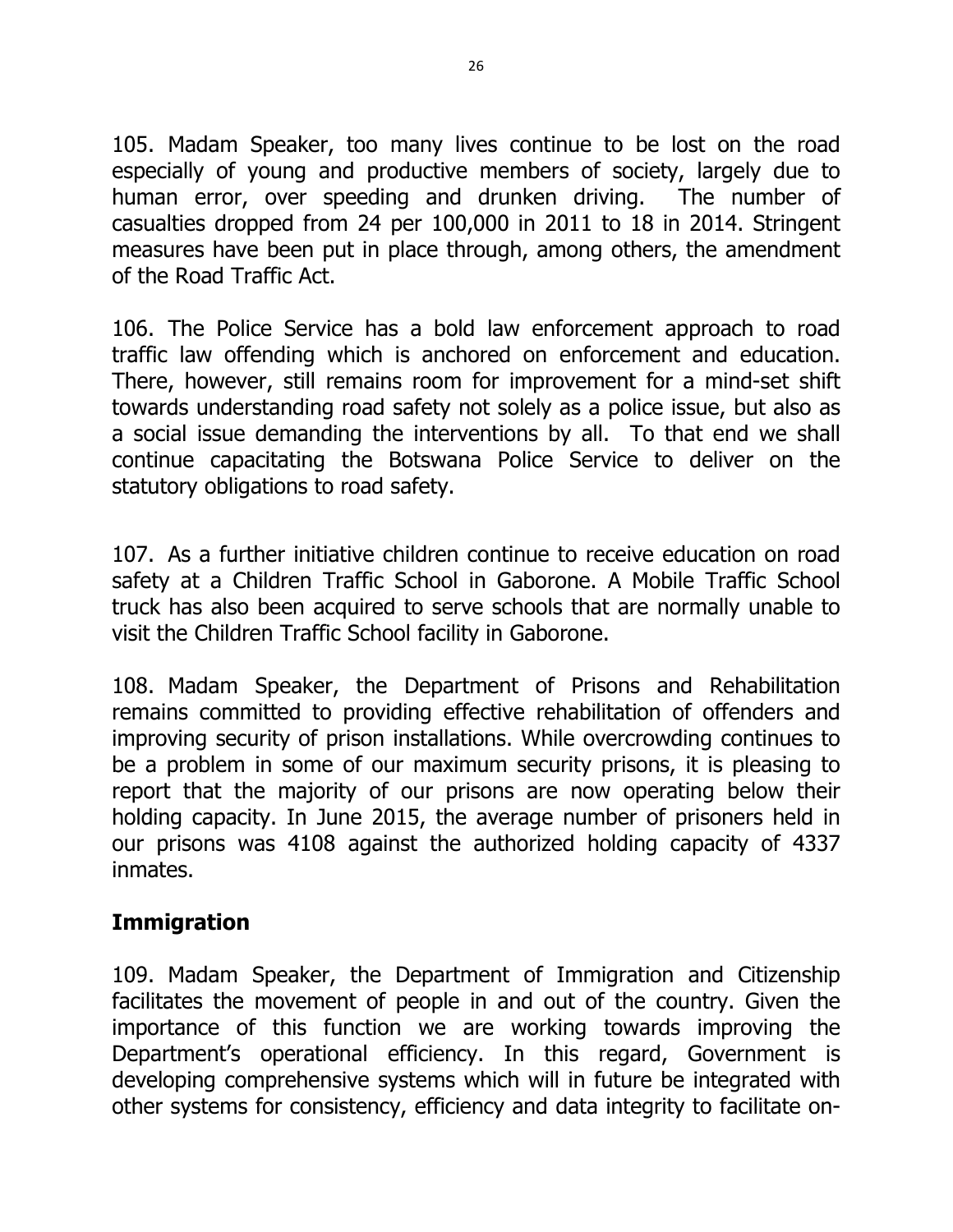105. Madam Speaker, too many lives continue to be lost on the road especially of young and productive members of society, largely due to human error, over speeding and drunken driving. The number of casualties dropped from 24 per 100,000 in 2011 to 18 in 2014. Stringent measures have been put in place through, among others, the amendment of the Road Traffic Act.

106. The Police Service has a bold law enforcement approach to road traffic law offending which is anchored on enforcement and education. There, however, still remains room for improvement for a mind-set shift towards understanding road safety not solely as a police issue, but also as a social issue demanding the interventions by all. To that end we shall continue capacitating the Botswana Police Service to deliver on the statutory obligations to road safety.

107. As a further initiative children continue to receive education on road safety at a Children Traffic School in Gaborone. A Mobile Traffic School truck has also been acquired to serve schools that are normally unable to visit the Children Traffic School facility in Gaborone.

108. Madam Speaker, the Department of Prisons and Rehabilitation remains committed to providing effective rehabilitation of offenders and improving security of prison installations. While overcrowding continues to be a problem in some of our maximum security prisons, it is pleasing to report that the majority of our prisons are now operating below their holding capacity. In June 2015, the average number of prisoners held in our prisons was 4108 against the authorized holding capacity of 4337 inmates.

## Immigration

109. Madam Speaker, the Department of Immigration and Citizenship facilitates the movement of people in and out of the country. Given the importance of this function we are working towards improving the Department's operational efficiency. In this regard, Government is developing comprehensive systems which will in future be integrated with other systems for consistency, efficiency and data integrity to facilitate on-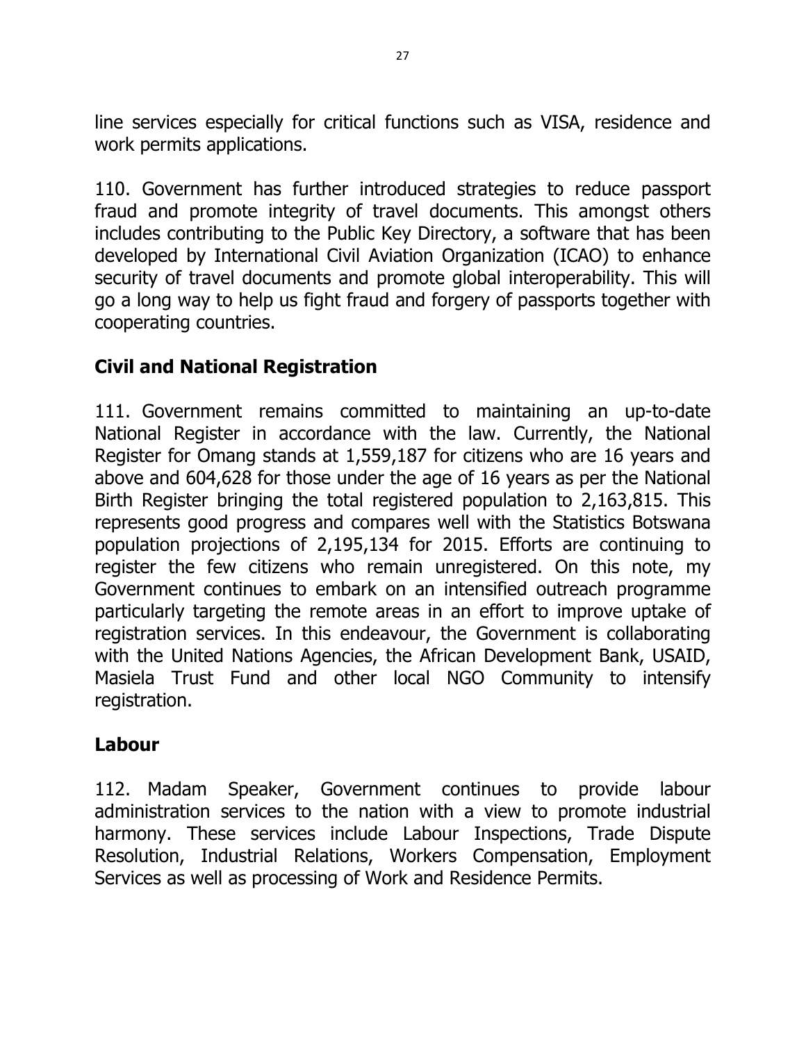line services especially for critical functions such as VISA, residence and work permits applications.

110. Government has further introduced strategies to reduce passport fraud and promote integrity of travel documents. This amongst others includes contributing to the Public Key Directory, a software that has been developed by International Civil Aviation Organization (ICAO) to enhance security of travel documents and promote global interoperability. This will go a long way to help us fight fraud and forgery of passports together with cooperating countries.

## Civil and National Registration

111. Government remains committed to maintaining an up-to-date National Register in accordance with the law. Currently, the National Register for Omang stands at 1,559,187 for citizens who are 16 years and above and 604,628 for those under the age of 16 years as per the National Birth Register bringing the total registered population to 2,163,815. This represents good progress and compares well with the Statistics Botswana population projections of 2,195,134 for 2015. Efforts are continuing to register the few citizens who remain unregistered. On this note, my Government continues to embark on an intensified outreach programme particularly targeting the remote areas in an effort to improve uptake of registration services. In this endeavour, the Government is collaborating with the United Nations Agencies, the African Development Bank, USAID, Masiela Trust Fund and other local NGO Community to intensify registration.

## Labour

112. Madam Speaker, Government continues to provide labour administration services to the nation with a view to promote industrial harmony. These services include Labour Inspections, Trade Dispute Resolution, Industrial Relations, Workers Compensation, Employment Services as well as processing of Work and Residence Permits.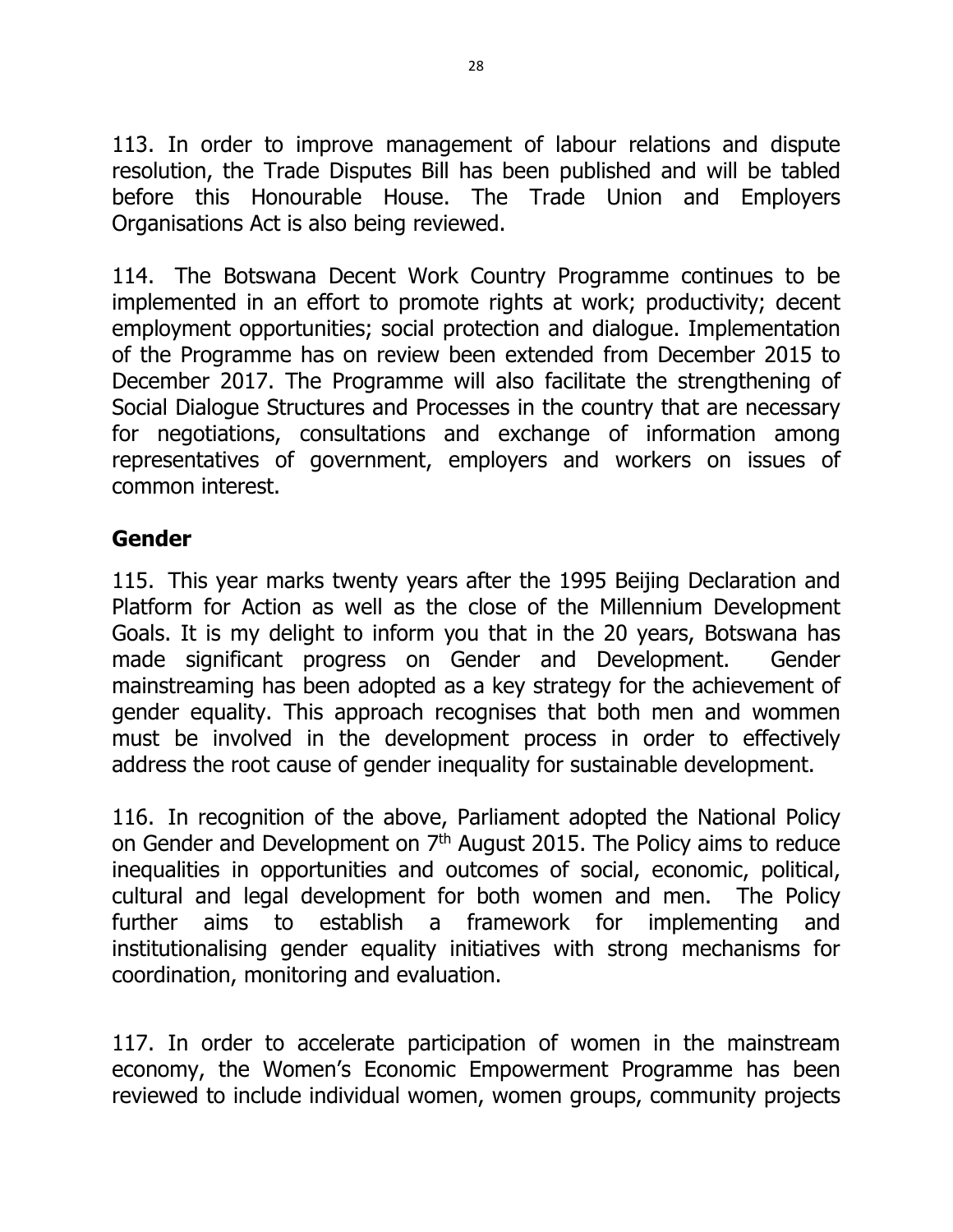113. In order to improve management of labour relations and dispute resolution, the Trade Disputes Bill has been published and will be tabled before this Honourable House. The Trade Union and Employers Organisations Act is also being reviewed.

114. The Botswana Decent Work Country Programme continues to be implemented in an effort to promote rights at work; productivity; decent employment opportunities; social protection and dialogue. Implementation of the Programme has on review been extended from December 2015 to December 2017. The Programme will also facilitate the strengthening of Social Dialogue Structures and Processes in the country that are necessary for negotiations, consultations and exchange of information among representatives of government, employers and workers on issues of common interest.

## Gender

115. This year marks twenty years after the 1995 Beijing Declaration and Platform for Action as well as the close of the Millennium Development Goals. It is my delight to inform you that in the 20 years, Botswana has made significant progress on Gender and Development. Gender mainstreaming has been adopted as a key strategy for the achievement of gender equality. This approach recognises that both men and wommen must be involved in the development process in order to effectively address the root cause of gender inequality for sustainable development.

116. In recognition of the above, Parliament adopted the National Policy on Gender and Development on 7th August 2015. The Policy aims to reduce inequalities in opportunities and outcomes of social, economic, political, cultural and legal development for both women and men. The Policy further aims to establish a framework for implementing and institutionalising gender equality initiatives with strong mechanisms for coordination, monitoring and evaluation.

117. In order to accelerate participation of women in the mainstream economy, the Women's Economic Empowerment Programme has been reviewed to include individual women, women groups, community projects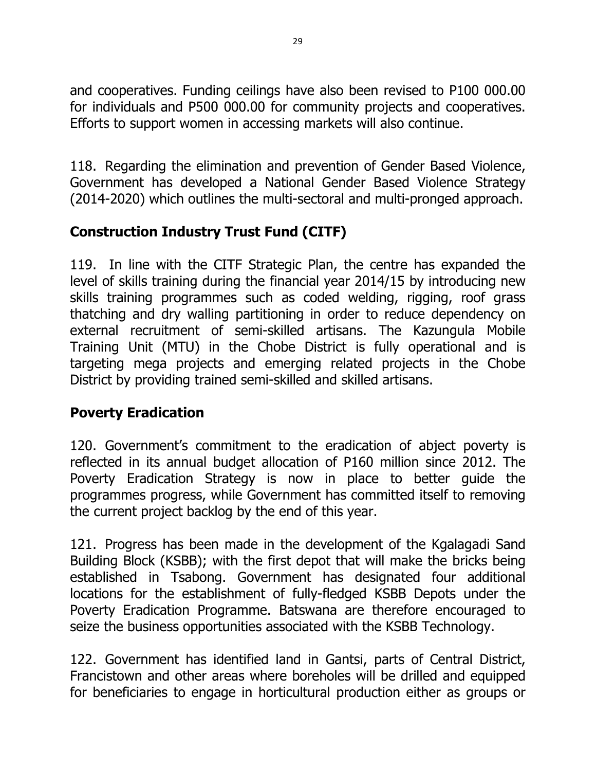and cooperatives. Funding ceilings have also been revised to P100 000.00 for individuals and P500 000.00 for community projects and cooperatives. Efforts to support women in accessing markets will also continue.

118. Regarding the elimination and prevention of Gender Based Violence, Government has developed a National Gender Based Violence Strategy (2014-2020) which outlines the multi-sectoral and multi-pronged approach.

## Construction Industry Trust Fund (CITF)

119. In line with the CITF Strategic Plan, the centre has expanded the level of skills training during the financial year 2014/15 by introducing new skills training programmes such as coded welding, rigging, roof grass thatching and dry walling partitioning in order to reduce dependency on external recruitment of semi-skilled artisans. The Kazungula Mobile Training Unit (MTU) in the Chobe District is fully operational and is targeting mega projects and emerging related projects in the Chobe District by providing trained semi-skilled and skilled artisans.

## Poverty Eradication

120. Government's commitment to the eradication of abject poverty is reflected in its annual budget allocation of P160 million since 2012. The Poverty Eradication Strategy is now in place to better guide the programmes progress, while Government has committed itself to removing the current project backlog by the end of this year.

121. Progress has been made in the development of the Kgalagadi Sand Building Block (KSBB); with the first depot that will make the bricks being established in Tsabong. Government has designated four additional locations for the establishment of fully-fledged KSBB Depots under the Poverty Eradication Programme. Batswana are therefore encouraged to seize the business opportunities associated with the KSBB Technology.

122. Government has identified land in Gantsi, parts of Central District, Francistown and other areas where boreholes will be drilled and equipped for beneficiaries to engage in horticultural production either as groups or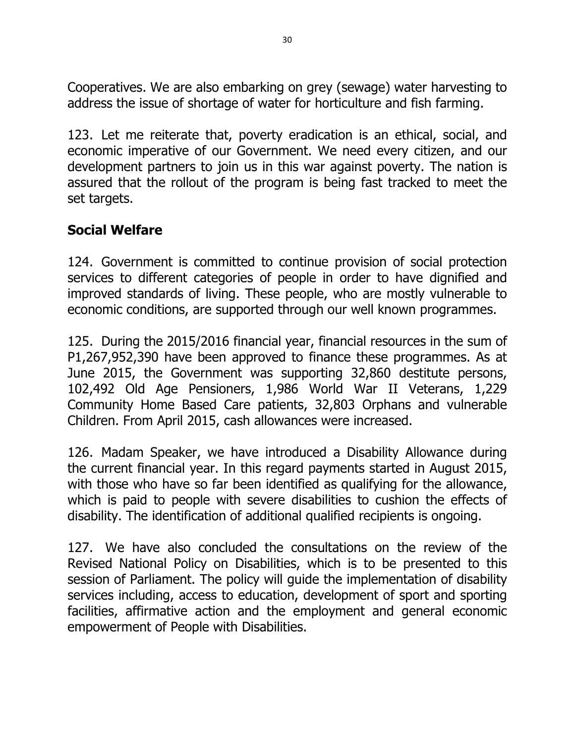Cooperatives. We are also embarking on grey (sewage) water harvesting to address the issue of shortage of water for horticulture and fish farming.

123. Let me reiterate that, poverty eradication is an ethical, social, and economic imperative of our Government. We need every citizen, and our development partners to join us in this war against poverty. The nation is assured that the rollout of the program is being fast tracked to meet the set targets.

## Social Welfare

124. Government is committed to continue provision of social protection services to different categories of people in order to have dignified and improved standards of living. These people, who are mostly vulnerable to economic conditions, are supported through our well known programmes.

125. During the 2015/2016 financial year, financial resources in the sum of P1,267,952,390 have been approved to finance these programmes. As at June 2015, the Government was supporting 32,860 destitute persons, 102,492 Old Age Pensioners, 1,986 World War II Veterans, 1,229 Community Home Based Care patients, 32,803 Orphans and vulnerable Children. From April 2015, cash allowances were increased.

126. Madam Speaker, we have introduced a Disability Allowance during the current financial year. In this regard payments started in August 2015, with those who have so far been identified as qualifying for the allowance, which is paid to people with severe disabilities to cushion the effects of disability. The identification of additional qualified recipients is ongoing.

127. We have also concluded the consultations on the review of the Revised National Policy on Disabilities, which is to be presented to this session of Parliament. The policy will guide the implementation of disability services including, access to education, development of sport and sporting facilities, affirmative action and the employment and general economic empowerment of People with Disabilities.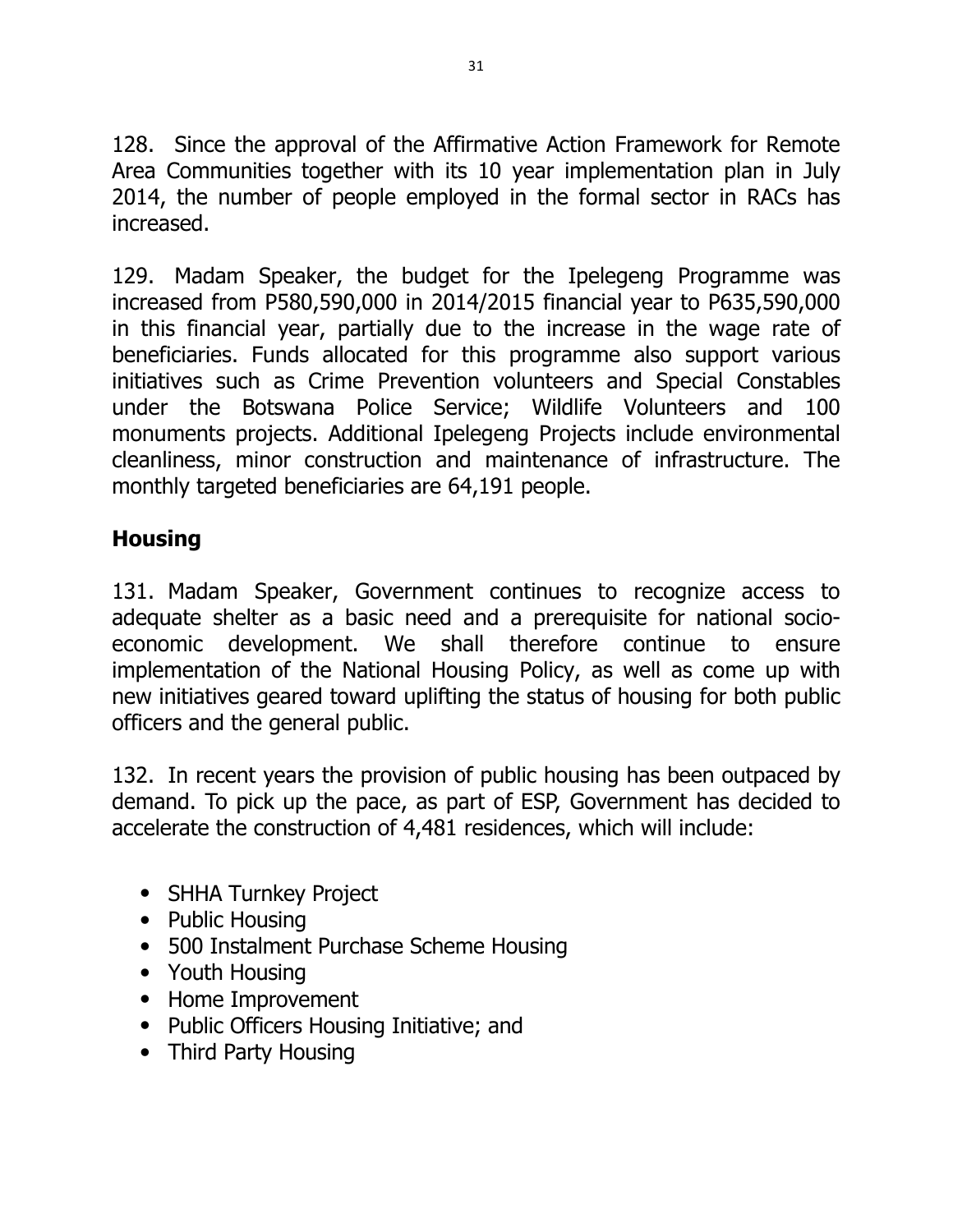128. Since the approval of the Affirmative Action Framework for Remote Area Communities together with its 10 year implementation plan in July 2014, the number of people employed in the formal sector in RACs has increased.

129. Madam Speaker, the budget for the Ipelegeng Programme was increased from P580,590,000 in 2014/2015 financial year to P635,590,000 in this financial year, partially due to the increase in the wage rate of beneficiaries. Funds allocated for this programme also support various initiatives such as Crime Prevention volunteers and Special Constables under the Botswana Police Service; Wildlife Volunteers and 100 monuments projects. Additional Ipelegeng Projects include environmental cleanliness, minor construction and maintenance of infrastructure. The monthly targeted beneficiaries are 64,191 people.

## Housing

131. Madam Speaker, Government continues to recognize access to adequate shelter as a basic need and a prerequisite for national socio-economic development. We shall therefore continue to ensure implementation of the National Housing Policy, as well as come up with new initiatives geared toward uplifting the status of housing for both public officers and the general public.

132. In recent years the provision of public housing has been outpaced by demand. To pick up the pace, as part of ESP, Government has decided to accelerate the construction of 4,481 residences, which will include:

- SHHA Turnkey Project
- Public Housing
- 500 Instalment Purchase Scheme Housing
- Youth Housing
- Home Improvement
- Public Officers Housing Initiative; and
- Third Party Housing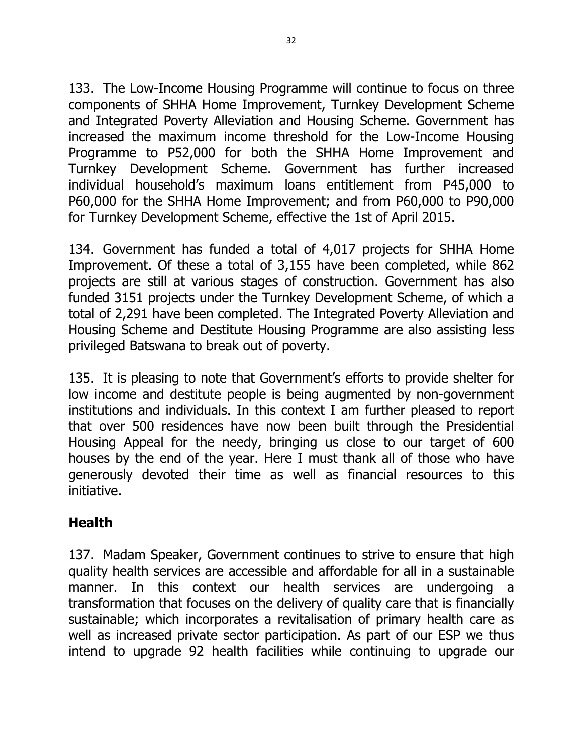133. The Low-Income Housing Programme will continue to focus on three components of SHHA Home Improvement, Turnkey Development Scheme and Integrated Poverty Alleviation and Housing Scheme. Government has increased the maximum income threshold for the Low-Income Housing Programme to P52,000 for both the SHHA Home Improvement and Turnkey Development Scheme. Government has further increased individual household's maximum loans entitlement from P45,000 to P60,000 for the SHHA Home Improvement; and from P60,000 to P90,000 for Turnkey Development Scheme, effective the 1st of April 2015.

134. Government has funded a total of 4,017 projects for SHHA Home Improvement. Of these a total of 3,155 have been completed, while 862 projects are still at various stages of construction. Government has also funded 3151 projects under the Turnkey Development Scheme, of which a total of 2,291 have been completed. The Integrated Poverty Alleviation and Housing Scheme and Destitute Housing Programme are also assisting less privileged Batswana to break out of poverty.

135. It is pleasing to note that Government's efforts to provide shelter for low income and destitute people is being augmented by non-government institutions and individuals. In this context I am further pleased to report that over 500 residences have now been built through the Presidential Housing Appeal for the needy, bringing us close to our target of 600 houses by the end of the year. Here I must thank all of those who have generously devoted their time as well as financial resources to this initiative.

## Health

137. Madam Speaker, Government continues to strive to ensure that high quality health services are accessible and affordable for all in a sustainable manner. In this context our health services are undergoing a transformation that focuses on the delivery of quality care that is financially sustainable; which incorporates a revitalisation of primary health care as well as increased private sector participation. As part of our ESP we thus intend to upgrade 92 health facilities while continuing to upgrade our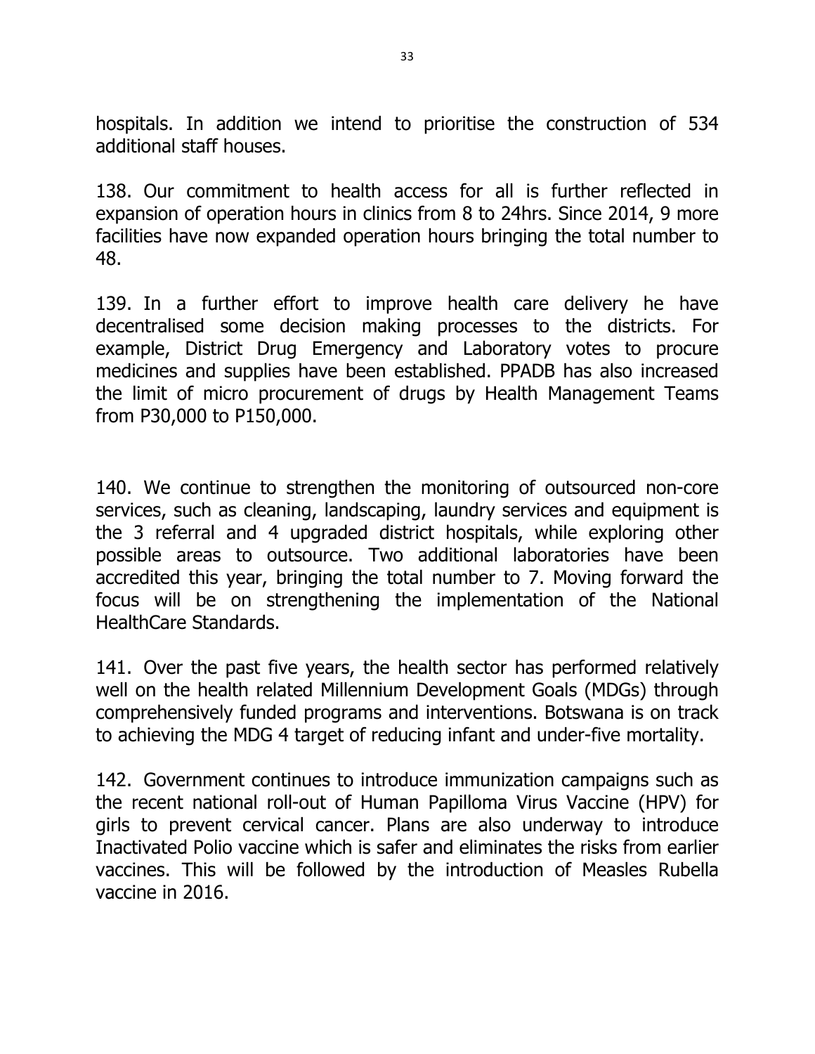hospitals. In addition we intend to prioritise the construction of 534 additional staff houses.

138. Our commitment to health access for all is further reflected in expansion of operation hours in clinics from 8 to 24hrs. Since 2014, 9 more facilities have now expanded operation hours bringing the total number to 48.

139. In a further effort to improve health care delivery he have decentralised some decision making processes to the districts. For example, District Drug Emergency and Laboratory votes to procure medicines and supplies have been established. PPADB has also increased the limit of micro procurement of drugs by Health Management Teams from P30,000 to P150,000.

140. We continue to strengthen the monitoring of outsourced non-core services, such as cleaning, landscaping, laundry services and equipment is the 3 referral and 4 upgraded district hospitals, while exploring other possible areas to outsource. Two additional laboratories have been accredited this year, bringing the total number to 7. Moving forward the focus will be on strengthening the implementation of the National HealthCare Standards.

141. Over the past five years, the health sector has performed relatively well on the health related Millennium Development Goals (MDGs) through comprehensively funded programs and interventions. Botswana is on track to achieving the MDG 4 target of reducing infant and under-five mortality.

142. Government continues to introduce immunization campaigns such as the recent national roll-out of Human Papilloma Virus Vaccine (HPV) for girls to prevent cervical cancer. Plans are also underway to introduce Inactivated Polio vaccine which is safer and eliminates the risks from earlier vaccines. This will be followed by the introduction of Measles Rubella vaccine in 2016.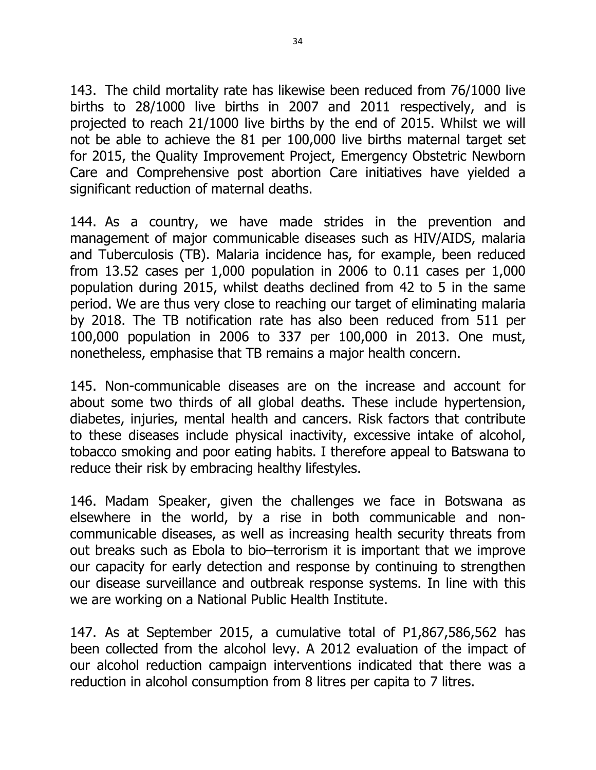143. The child mortality rate has likewise been reduced from 76/1000 live births to 28/1000 live births in 2007 and 2011 respectively, and is projected to reach 21/1000 live births by the end of 2015. Whilst we will not be able to achieve the 81 per 100,000 live births maternal target set for 2015, the Quality Improvement Project, Emergency Obstetric Newborn Care and Comprehensive post abortion Care initiatives have yielded a significant reduction of maternal deaths.

144. As a country, we have made strides in the prevention and management of major communicable diseases such as HIV/AIDS, malaria and Tuberculosis (TB). Malaria incidence has, for example, been reduced from 13.52 cases per 1,000 population in 2006 to 0.11 cases per 1,000 population during 2015, whilst deaths declined from 42 to 5 in the same period. We are thus very close to reaching our target of eliminating malaria by 2018. The TB notification rate has also been reduced from 511 per 100,000 population in 2006 to 337 per 100,000 in 2013. One must, nonetheless, emphasise that TB remains a major health concern.

145. Non-communicable diseases are on the increase and account for about some two thirds of all global deaths. These include hypertension, diabetes, injuries, mental health and cancers. Risk factors that contribute to these diseases include physical inactivity, excessive intake of alcohol, tobacco smoking and poor eating habits. I therefore appeal to Batswana to reduce their risk by embracing healthy lifestyles.

146. Madam Speaker, given the challenges we face in Botswana as elsewhere in the world, by a rise in both communicable and non-communicable diseases, as well as increasing health security threats from out breaks such as Ebola to bio–terrorism it is important that we improve our capacity for early detection and response by continuing to strengthen our disease surveillance and outbreak response systems. In line with this we are working on a National Public Health Institute.

147. As at September 2015, a cumulative total of P1,867,586,562 has been collected from the alcohol levy. A 2012 evaluation of the impact of our alcohol reduction campaign interventions indicated that there was a reduction in alcohol consumption from 8 litres per capita to 7 litres.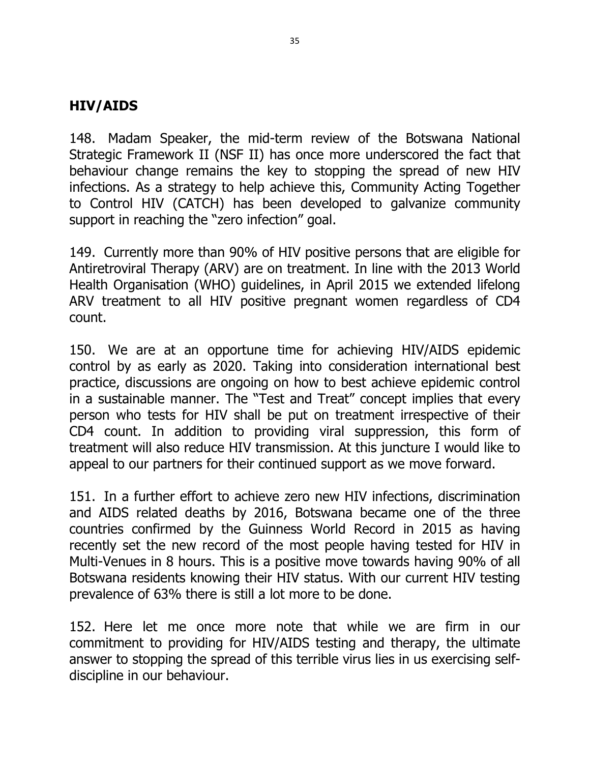## HIV/AIDS

148. Madam Speaker, the mid-term review of the Botswana National Strategic Framework II (NSF II) has once more underscored the fact that behaviour change remains the key to stopping the spread of new HIV infections. As a strategy to help achieve this, Community Acting Together to Control HIV (CATCH) has been developed to galvanize community support in reaching the "zero infection" goal.

149. Currently more than 90% of HIV positive persons that are eligible for Antiretroviral Therapy (ARV) are on treatment. In line with the 2013 World Health Organisation (WHO) guidelines, in April 2015 we extended lifelong ARV treatment to all HIV positive pregnant women regardless of CD4 count.

150. We are at an opportune time for achieving HIV/AIDS epidemic control by as early as 2020. Taking into consideration international best practice, discussions are ongoing on how to best achieve epidemic control in a sustainable manner. The "Test and Treat" concept implies that every person who tests for HIV shall be put on treatment irrespective of their CD4 count. In addition to providing viral suppression, this form of treatment will also reduce HIV transmission. At this juncture I would like to appeal to our partners for their continued support as we move forward.

151. In a further effort to achieve zero new HIV infections, discrimination and AIDS related deaths by 2016, Botswana became one of the three countries confirmed by the Guinness World Record in 2015 as having recently set the new record of the most people having tested for HIV in Multi-Venues in 8 hours. This is a positive move towards having 90% of all Botswana residents knowing their HIV status. With our current HIV testing prevalence of 63% there is still a lot more to be done.

152. Here let me once more note that while we are firm in our commitment to providing for HIV/AIDS testing and therapy, the ultimate answer to stopping the spread of this terrible virus lies in us exercising self-discipline in our behaviour.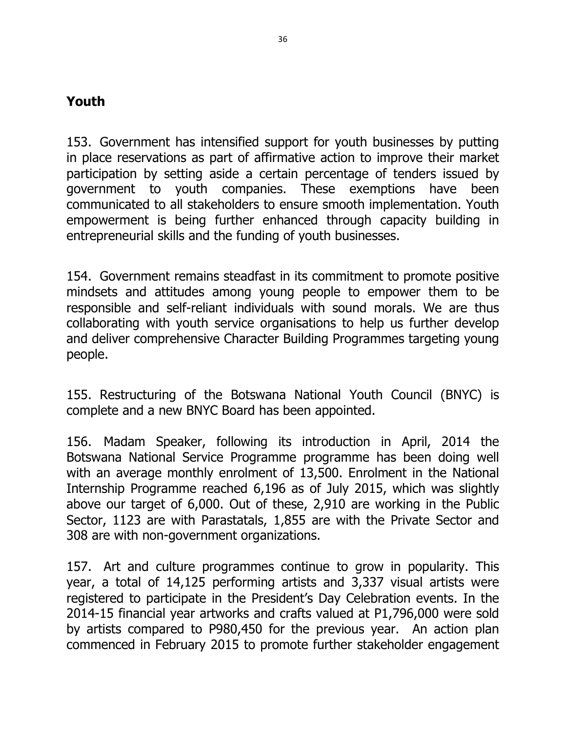## Youth

153. Government has intensified support for youth businesses by putting in place reservations as part of affirmative action to improve their market participation by setting aside a certain percentage of tenders issued by government to youth companies. These exemptions have been communicated to all stakeholders to ensure smooth implementation. Youth empowerment is being further enhanced through capacity building in entrepreneurial skills and the funding of youth businesses.

154. Government remains steadfast in its commitment to promote positive mindsets and attitudes among young people to empower them to be responsible and self-reliant individuals with sound morals. We are thus collaborating with youth service organisations to help us further develop and deliver comprehensive Character Building Programmes targeting young people.

155. Restructuring of the Botswana National Youth Council (BNYC) is complete and a new BNYC Board has been appointed.

156. Madam Speaker, following its introduction in April, 2014 the Botswana National Service Programme programme has been doing well with an average monthly enrolment of 13,500. Enrolment in the National Internship Programme reached 6,196 as of July 2015, which was slightly above our target of 6,000. Out of these, 2,910 are working in the Public Sector, 1123 are with Parastatals, 1,855 are with the Private Sector and 308 are with non-government organizations.

157. Art and culture programmes continue to grow in popularity. This year, a total of 14,125 performing artists and 3,337 visual artists were registered to participate in the President's Day Celebration events. In the 2014-15 financial year artworks and crafts valued at P1,796,000 were sold by artists compared to P980,450 for the previous year. An action plan commenced in February 2015 to promote further stakeholder engagement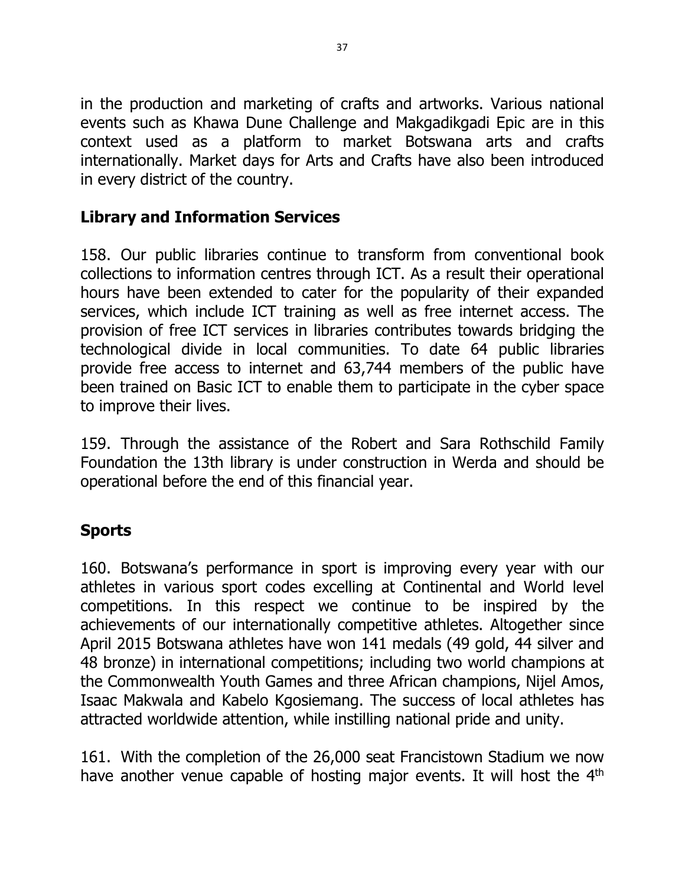in the production and marketing of crafts and artworks. Various national events such as Khawa Dune Challenge and Makgadikgadi Epic are in this context used as a platform to market Botswana arts and crafts internationally. Market days for Arts and Crafts have also been introduced in every district of the country.

## Library and Information Services

158. Our public libraries continue to transform from conventional book collections to information centres through ICT. As a result their operational hours have been extended to cater for the popularity of their expanded services, which include ICT training as well as free internet access. The provision of free ICT services in libraries contributes towards bridging the technological divide in local communities. To date 64 public libraries provide free access to internet and 63,744 members of the public have been trained on Basic ICT to enable them to participate in the cyber space to improve their lives.

159. Through the assistance of the Robert and Sara Rothschild Family Foundation the 13th library is under construction in Werda and should be operational before the end of this financial year.

## Sports

160. Botswana's performance in sport is improving every year with our athletes in various sport codes excelling at Continental and World level competitions. In this respect we continue to be inspired by the achievements of our internationally competitive athletes. Altogether since April 2015 Botswana athletes have won 141 medals (49 gold, 44 silver and 48 bronze) in international competitions; including two world champions at the Commonwealth Youth Games and three African champions, Nijel Amos, Isaac Makwala and Kabelo Kgosiemang. The success of local athletes has attracted worldwide attention, while instilling national pride and unity.

161. With the completion of the 26,000 seat Francistown Stadium we now have another venue capable of hosting major events. It will host the 4th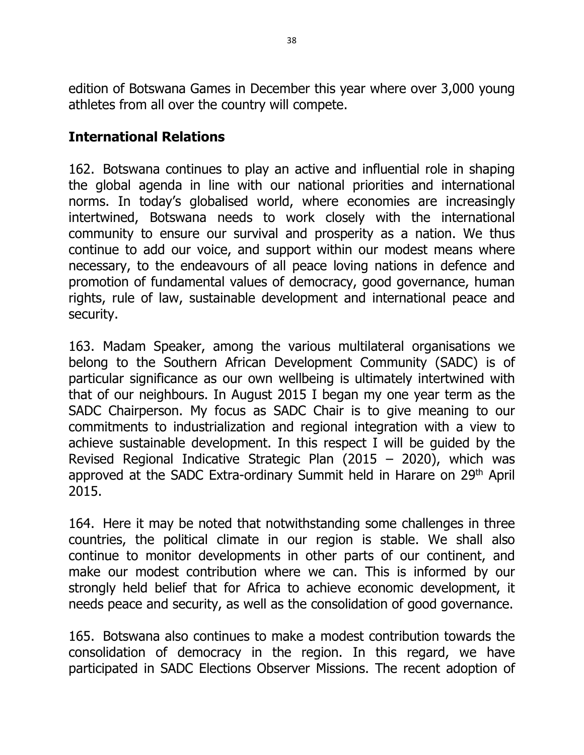edition of Botswana Games in December this year where over 3,000 young athletes from all over the country will compete.

## International Relations

162. Botswana continues to play an active and influential role in shaping the global agenda in line with our national priorities and international norms. In today's globalised world, where economies are increasingly intertwined, Botswana needs to work closely with the international community to ensure our survival and prosperity as a nation. We thus continue to add our voice, and support within our modest means where necessary, to the endeavours of all peace loving nations in defence and promotion of fundamental values of democracy, good governance, human rights, rule of law, sustainable development and international peace and security.

163. Madam Speaker, among the various multilateral organisations we belong to the Southern African Development Community (SADC) is of particular significance as our own wellbeing is ultimately intertwined with that of our neighbours. In August 2015 I began my one year term as the SADC Chairperson. My focus as SADC Chair is to give meaning to our commitments to industrialization and regional integration with a view to achieve sustainable development. In this respect I will be guided by the Revised Regional Indicative Strategic Plan (2015 – 2020), which was approved at the SADC Extra-ordinary Summit held in Harare on 29th April 2015.

164. Here it may be noted that notwithstanding some challenges in three countries, the political climate in our region is stable. We shall also continue to monitor developments in other parts of our continent, and make our modest contribution where we can. This is informed by our strongly held belief that for Africa to achieve economic development, it needs peace and security, as well as the consolidation of good governance.

165. Botswana also continues to make a modest contribution towards the consolidation of democracy in the region. In this regard, we have participated in SADC Elections Observer Missions. The recent adoption of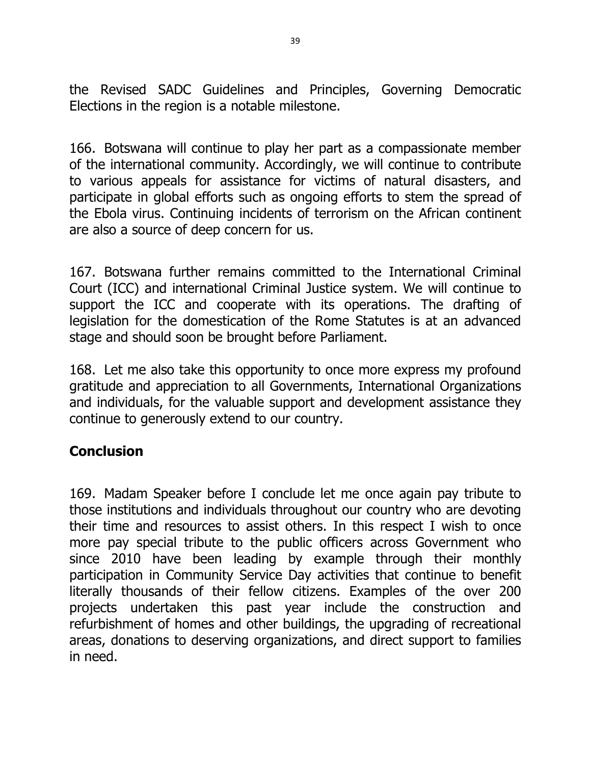the Revised SADC Guidelines and Principles, Governing Democratic Elections in the region is a notable milestone.

166. Botswana will continue to play her part as a compassionate member of the international community. Accordingly, we will continue to contribute to various appeals for assistance for victims of natural disasters, and participate in global efforts such as ongoing efforts to stem the spread of the Ebola virus. Continuing incidents of terrorism on the African continent are also a source of deep concern for us.

167. Botswana further remains committed to the International Criminal Court (ICC) and international Criminal Justice system. We will continue to support the ICC and cooperate with its operations. The drafting of legislation for the domestication of the Rome Statutes is at an advanced stage and should soon be brought before Parliament.

168. Let me also take this opportunity to once more express my profound gratitude and appreciation to all Governments, International Organizations and individuals, for the valuable support and development assistance they continue to generously extend to our country.

## Conclusion

169. Madam Speaker before I conclude let me once again pay tribute to those institutions and individuals throughout our country who are devoting their time and resources to assist others. In this respect I wish to once more pay special tribute to the public officers across Government who since 2010 have been leading by example through their monthly participation in Community Service Day activities that continue to benefit literally thousands of their fellow citizens. Examples of the over 200 projects undertaken this past year include the construction and refurbishment of homes and other buildings, the upgrading of recreational areas, donations to deserving organizations, and direct support to families in need.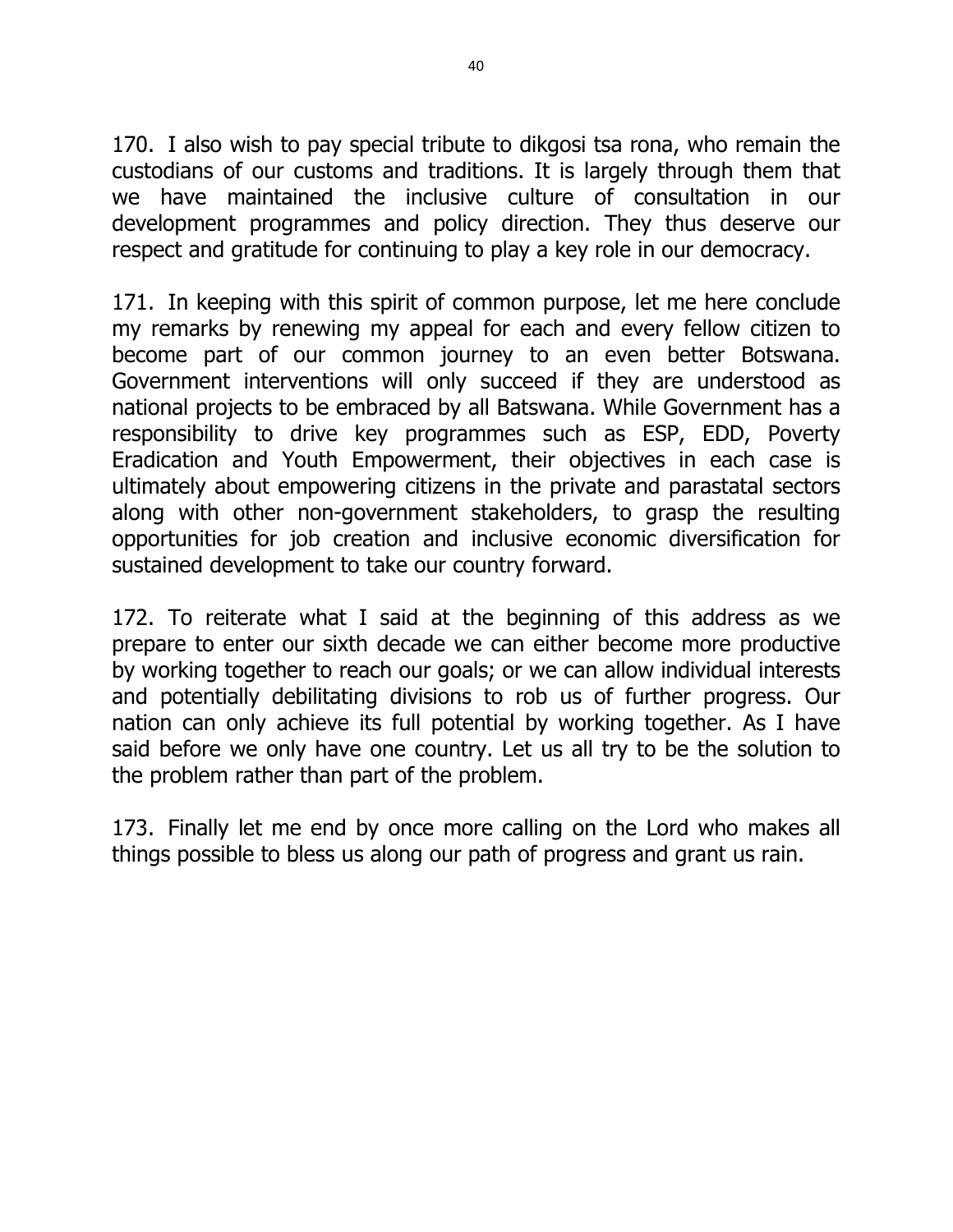170. I also wish to pay special tribute to dikgosi tsa rona, who remain the custodians of our customs and traditions. It is largely through them that we have maintained the inclusive culture of consultation in our development programmes and policy direction. They thus deserve our respect and gratitude for continuing to play a key role in our democracy.

171. In keeping with this spirit of common purpose, let me here conclude my remarks by renewing my appeal for each and every fellow citizen to become part of our common journey to an even better Botswana. Government interventions will only succeed if they are understood as national projects to be embraced by all Batswana. While Government has a responsibility to drive key programmes such as ESP, EDD, Poverty Eradication and Youth Empowerment, their objectives in each case is ultimately about empowering citizens in the private and parastatal sectors along with other non-government stakeholders, to grasp the resulting opportunities for job creation and inclusive economic diversification for sustained development to take our country forward.

172. To reiterate what I said at the beginning of this address as we prepare to enter our sixth decade we can either become more productive by working together to reach our goals; or we can allow individual interests and potentially debilitating divisions to rob us of further progress. Our nation can only achieve its full potential by working together. As I have said before we only have one country. Let us all try to be the solution to the problem rather than part of the problem.

173. Finally let me end by once more calling on the Lord who makes all things possible to bless us along our path of progress and grant us rain.